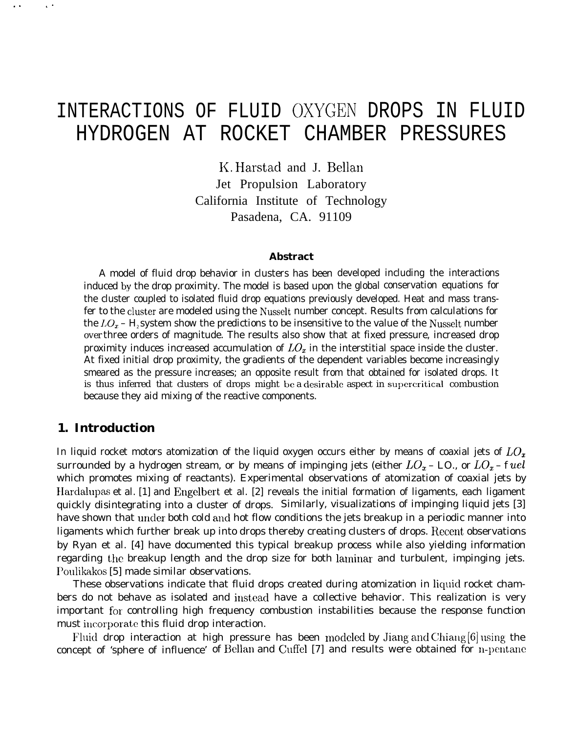# INTERACTIONS OF FLUID OXYGEN DROPS IN FLUID HYDROGEN AT ROCKET CHAMBER PRESSURES

K. Harstad and J. Bellan
Jet Propulsion Laboratory
California Institute of Technology
Pasadena, CA. 91109

### Abstract

A model of fluid drop behavior in clusters has been developed including the interactions induced by the drop proximity. The model is based upon the global conservation equations for the cluster coupled to isolated fluid drop equations previously developed. Heat and mass transfer to the cluster are modeled using the Nusselt number concept. Results from calculations for the $LO_x$ – $H_2$ system show the predictions to be insensitive to the value of the Nusselt number over three orders of magnitude. The results also show that at fixed pressure, increased drop proximity induces increased accumulation of $LO_x$ in the interstitial space inside the cluster. At fixed initial drop proximity, the gradients of the dependent variables become increasingly smeared as the pressure increases; an opposite result from that obtained for isolated drops. It is thus inferred that clusters of drops might be a desirable aspect in supercritical combustion because they aid mixing of the reactive components.

## 1. Introduction

In liquid rocket motors atomization of the liquid oxygen occurs either by means of coaxial jets of $LO_x$ surrounded by a hydrogen stream, or by means of impinging jets (either $LO_x$ – LO., or $LO_x$ – $fuel$ which promotes mixing of reactants). Experimental observations of atomization of coaxial jets by Hardalupas et al. [1] and Engelbert et al. [2] reveals the initial formation of ligaments, each ligament quickly disintegrating into a cluster of drops. Similarly, visualizations of impinging liquid jets [3] have shown that under both cold and hot flow conditions the jets breakup in a periodic manner into ligaments which further break up into drops thereby creating clusters of drops. Recent observations by Ryan et al. [4] have documented this typical breakup process while also yielding information regarding the breakup length and the drop size for both laminar and turbulent, impinging jets. Poulikakos [5] made similar observations.

These observations indicate that fluid drops created during atomization in liquid rocket chambers do not behave as isolated and instead have a collective behavior. This realization is very important for controlling high frequency combustion instabilities because the response function must incorporate this fluid drop interaction.

Fluid drop interaction at high pressure has been modeled by Jiang and Chiang [6] using the concept of 'sphere of influence' of Bellan and Cuffel [7] and results were obtained for n-pentane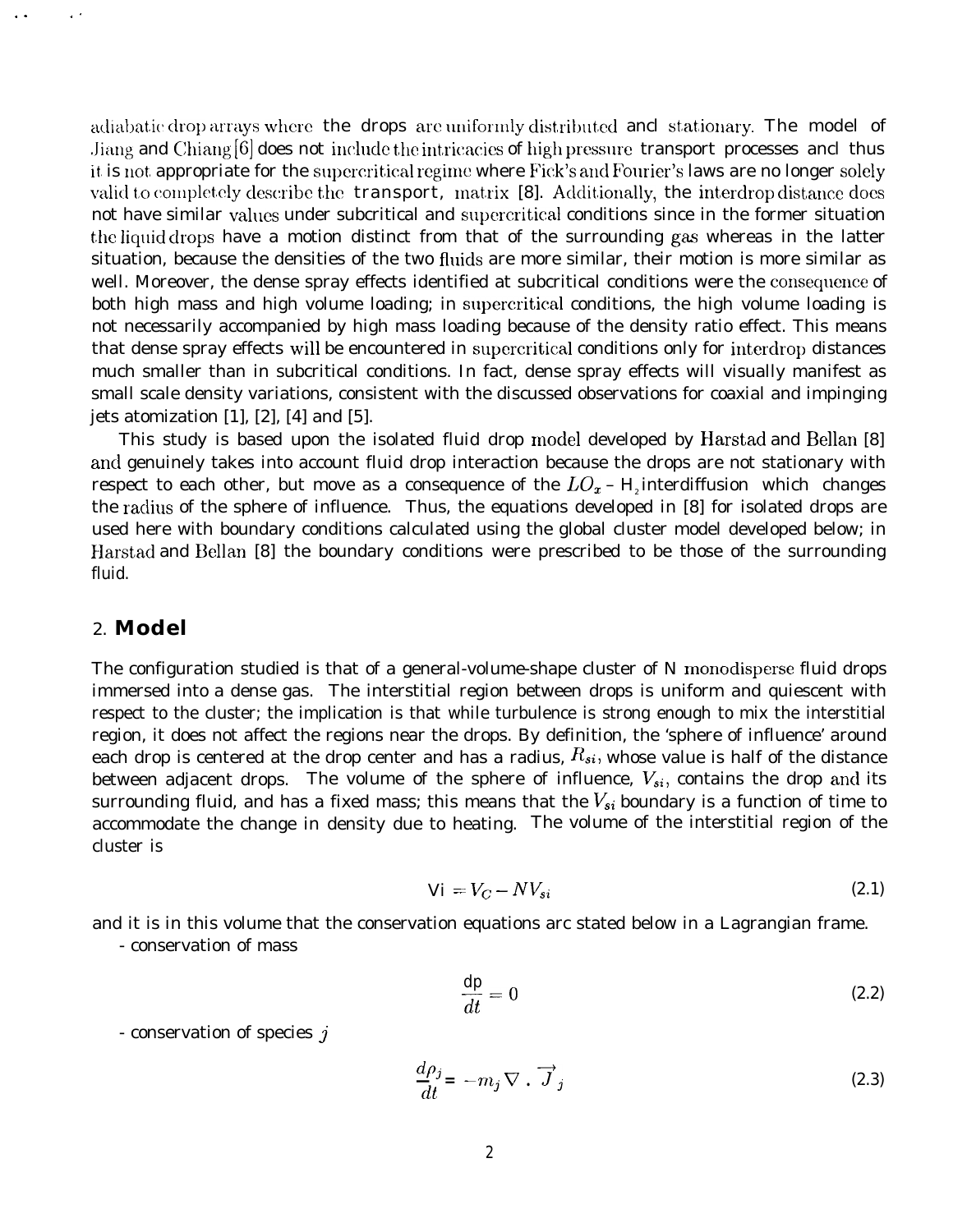adiabatic drop arrays where the drops are uniformly distributed and stationary. The model of Jiang and Chiang [6] does not include the intricacies of high pressure transport processes and thus it is not appropriate for the supercritical regime where Fick's and Fourier's laws are no longer solely valid to completely describe the transport, matrix [8]. Additionally, the interdrop distance does not have similar values under subcritical and supercritical conditions since in the former situation the liquid drops have a motion distinct from that of the surrounding gas whereas in the latter situation, because the densities of the two fluids are more similar, their motion is more similar as well. Moreover, the dense spray effects identified at subcritical conditions were the consequence of both high mass and high volume loading; in supercritical conditions, the high volume loading is not necessarily accompanied by high mass loading because of the density ratio effect. This means that dense spray effects will be encountered in supercritical conditions only for interdrop distances much smaller than in subcritical conditions. In fact, dense spray effects will visually manifest as small scale density variations, consistent with the discussed observations for coaxial and impinging jets atomization [1], [2], [4] and [5].

This study is based upon the isolated fluid drop model developed by Harstad and Bellan [8] and genuinely takes into account fluid drop interaction because the drops are not stationary with respect to each other, but move as a consequence of the $LO_x$ – $H_2$ interdiffusion which changes the radius of the sphere of influence. Thus, the equations developed in [8] for isolated drops are used here with boundary conditions calculated using the global cluster model developed below; in Harstad and Bellan [8] the boundary conditions were prescribed to be those of the surrounding fluid.

## 2. **Model**

The configuration studied is that of a general-volume-shape cluster of N monodisperse fluid drops immersed into a dense gas. The interstitial region between drops is uniform and quiescent with respect to the cluster; the implication is that while turbulence is strong enough to mix the interstitial region, it does not affect the regions near the drops. By definition, the 'sphere of influence' around each drop is centered at the drop center and has a radius, $R_{si}$, whose value is half of the distance between adjacent drops. The volume of the sphere of influence, $V_{si}$, contains the drop and its surrounding fluid, and has a fixed mass; this means that the $V_{si}$ boundary is a function of time to accommodate the change in density due to heating. The volume of the interstitial region of the cluster is

$$V_i = V_C - NV_{si} \tag{2.1}$$

and it is in this volume that the conservation equations arc stated below in a Lagrangian frame.

- conservation of mass

$$\frac{d\rho}{dt} = 0 \tag{2.2}$$

- conservation of species $j$

$$\frac{d\rho_j}{dt} = -m_j \nabla \cdot \vec{J}_j \tag{2.3}$$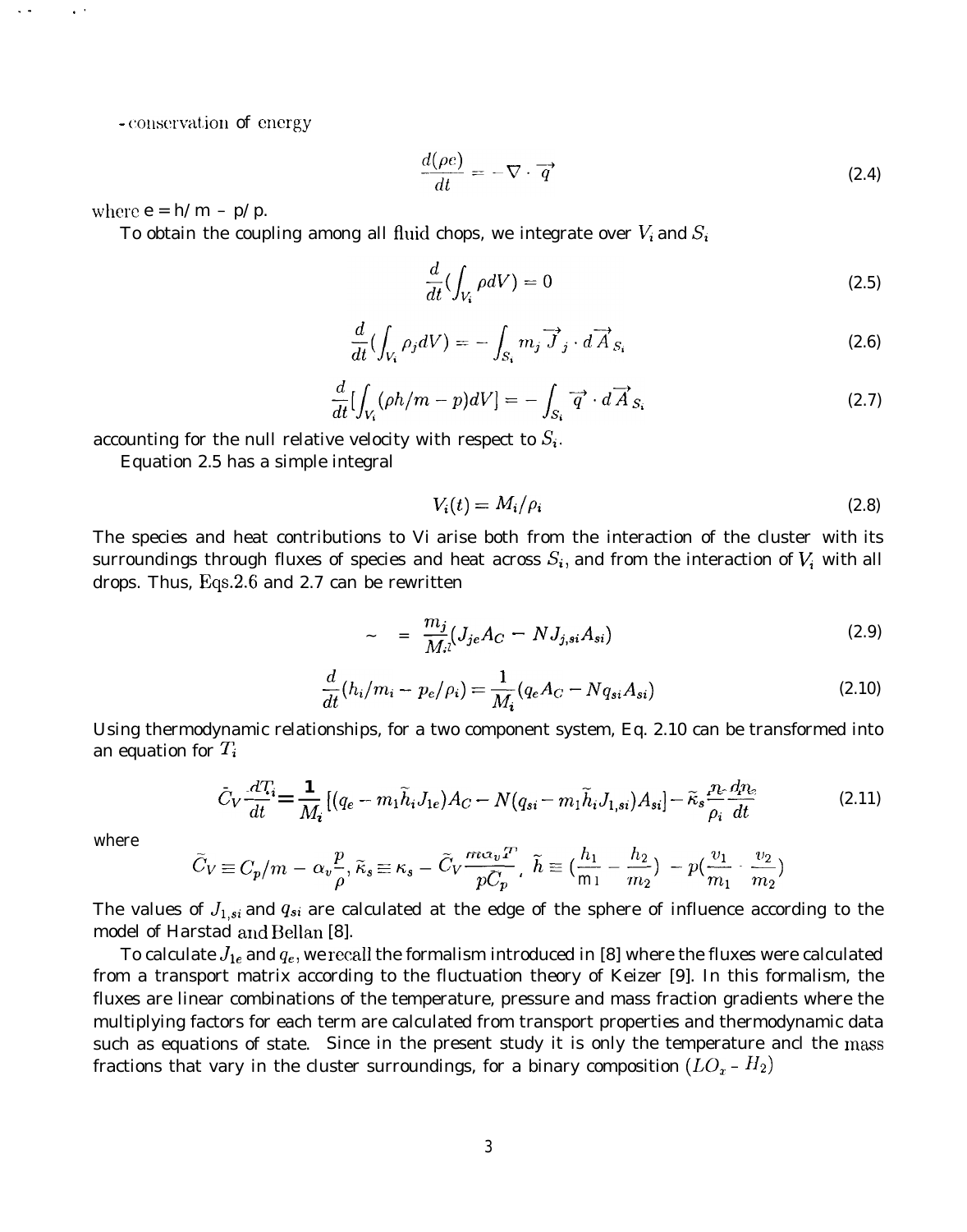- conservation of energy

$$\frac{d(\rho e)}{dt} = -\nabla \cdot \vec{q} \tag{2.4}$$

where $e = h/m - p/\rho$.

To obtain the coupling among all fluid chops, we integrate over $V_i$ and $S_i$

$$\frac{d}{dt}\left(\int_{V_i} \rho dV\right) = 0 \tag{2.5}$$

$$\frac{d}{dt}\left(\int_{V_i} \rho_j dV\right) = -\int_{S_i} m_j \vec{J}_j \cdot d\vec{A}_{S_i} \tag{2.6}$$

$$\frac{d}{dt}\left[\int_{V_i} (\rho h/m - p) dV\right] = -\int_{S_i} \vec{q} \cdot d\vec{A}_{S_i} \tag{2.7}$$

accounting for the null relative velocity with respect to $S_i$.

Equation 2.5 has a simple integral

$$V_i(t) = M_i/\rho_i \tag{2.8}$$

The species and heat contributions to Vi arise both from the interaction of the cluster with its surroundings through fluxes of species and heat across $S_i$, and from the interaction of $V_i$ with all drops. Thus, Eqs.2.6 and 2.7 can be rewritten

$$\sim \; = \frac{m_j}{M_i}(J_{je}A_C - NJ_{j,si}A_{si}) \tag{2.9}$$

$$\frac{d}{dt}(h_i/m_i - p_e/\rho_i) = \frac{1}{M_i}(q_e A_C - N q_{si} A_{si}) \tag{2.10}$$

Using thermodynamic relationships, for a two component system, Eq. 2.10 can be transformed into an equation for $T_i$

$$\tilde{C}_V \frac{dT_i}{dt} = \frac{1}{M_i}\left[(q_e - m_1 \tilde{h}_i J_{1e})A_C - N(q_{si} - m_1 \tilde{h}_i J_{1,si})A_{si}\right] - \tilde{\kappa}_s \frac{n_e}{\rho_i}\frac{dn_e}{dt} \tag{2.11}$$

where

$$\tilde{C}_V \equiv C_p/m - \alpha_v \frac{p}{\rho}, \; \tilde{\kappa}_s \equiv \kappa_s - \tilde{C}_V \frac{m\alpha_v T}{pC_p}, \; \tilde{h} \equiv \left(\frac{h_1}{m_1} - \frac{h_2}{m_2}\right) - p\left(\frac{v_1}{m_1} - \frac{v_2}{m_2}\right)$$

The values of $J_{1,si}$ and $q_{si}$ are calculated at the edge of the sphere of influence according to the model of Harstad and Bellan [8].

To calculate $J_{1e}$ and $q_e$, we recall the formalism introduced in [8] where the fluxes were calculated from a transport matrix according to the fluctuation theory of Keizer [9]. In this formalism, the fluxes are linear combinations of the temperature, pressure and mass fraction gradients where the multiplying factors for each term are calculated from transport properties and thermodynamic data such as equations of state. Since in the present study it is only the temperature and the mass fractions that vary in the cluster surroundings, for a binary composition ($LO_x$ - $H_2$)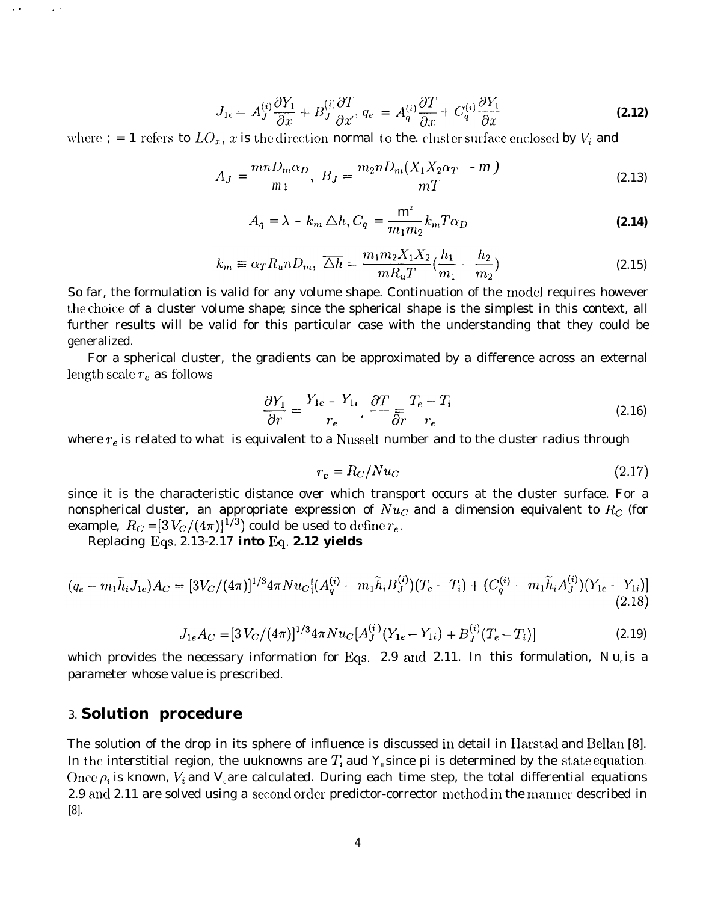$$J_{1e} = A_J^{(i)} \frac{\partial Y_1}{\partial x} + B_J^{(i)} \frac{\partial T}{\partial x}, \; q_e = A_q^{(i)} \frac{\partial T}{\partial x} + C_q^{(i)} \frac{\partial Y_1}{\partial x} \tag{2.12}$$

where $i = 1$ refers to $LO_x$, $x$ is the direction normal to the cluster surface enclosed by $V_i$ and

$$A_J = \frac{mnD_m\alpha_D}{m_1}, \; B_J = \frac{m_2 n D_m (X_1 X_2 \alpha_T - m)}{mT} \tag{2.13}$$

$$A_q = \lambda - k_m \triangle h, C_q = \frac{m^2}{m_1 m_2} k_m T \alpha_D \tag{2.14}$$

$$k_m \equiv \alpha_T R_u n D_m, \; \overline{\triangle h} = \frac{m_1 m_2 X_1 X_2}{m R_u T} \left(\frac{h_1}{m_1} - \frac{h_2}{m_2}\right) \tag{2.15}$$

So far, the formulation is valid for any volume shape. Continuation of the model requires however the choice of a cluster volume shape; since the spherical shape is the simplest in this context, all further results will be valid for this particular case with the understanding that they could be generalized.

For a spherical cluster, the gradients can be approximated by a difference across an external length scale $r_e$ as follows

$$\frac{\partial Y_1}{\partial r} = \frac{Y_{1e} - Y_{1i}}{r_e}, \; \frac{\partial T}{\partial r} = \frac{T_e - T_i}{r_e} \tag{2.16}$$

where $r_e$ is related to what is equivalent to a Nusselt number and to the cluster radius through

$$r_e = R_C / Nu_C \tag{2.17}$$

since it is the characteristic distance over which transport occurs at the cluster surface. For a nonspherical cluster, an appropriate expression of $Nu_C$ and a dimension equivalent to $R_C$ (for example, $R_C = [3V_C/(4\pi)]^{1/3}$) could be used to define $r_e$.

Replacing Eqs. 2.13-2.17 **into** Eq. **2.12 yields**

$$(q_e - m_1 \tilde{h}_i J_{1e}) A_C = [3V_C/(4\pi)]^{1/3} 4\pi Nu_C \{(A_q^{(i)} - m_1 \tilde{h}_i B_J^{(i)})(T_e - T_i) + (C_q^{(i)} - m_1 \tilde{h}_i A_J^{(i)})(Y_{1e} - Y_{1i})\} \tag{2.18}$$

$$J_{1e} A_C = [3V_C/(4\pi)]^{1/3} 4\pi Nu_C [A_J^{(i)} (Y_{1e} - Y_{1i}) + B_J^{(i)} (T_e - T_i)] \tag{2.19}$$

which provides the necessary information for Eqs. 2.9 and 2.11. In this formulation, $Nu_c$ is a parameter whose value is prescribed.

## 3. Solution procedure

The solution of the drop in its sphere of influence is discussed in detail in Harstad and Bellan [8]. In the interstitial region, the uuknowns are $T_i$ aud $Y_{1i}$ since $\rho_i$ is determined by the state equation. Once $\rho_i$ is known, $V_i$ and $V_c$ are calculated. During each time step, the total differential equations 2.9 and 2.11 are solved using a second order predictor-corrector method in the manner described in [8].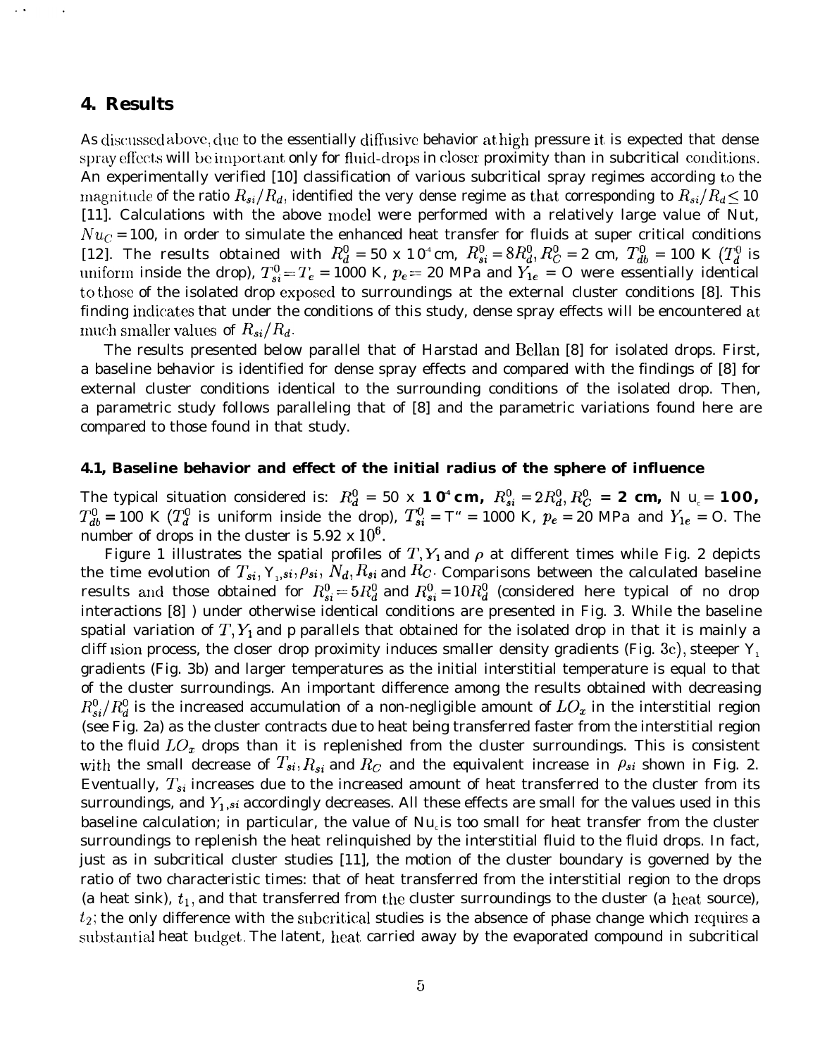## 4. Results

As discussed above, due to the essentially diffusive behavior at high pressure it is expected that dense spray effects will be important only for fluid-drops in closer proximity than in subcritical conditions. An experimentally verified [10] classification of various subcritical spray regimes according to the magnitude of the ratio $R_{si}/R_d$, identified the very dense regime as that corresponding to $R_{si}/R_d \leq 10$ [11]. Calculations with the above model were performed with a relatively large value of Nut, $Nu_C = 100$, in order to simulate the enhanced heat transfer for fluids at super critical conditions [12]. The results obtained with $R_d^0 = 50 \times 10^{-4}$ cm, $R_{si}^0 = 8R_d^0, R_C^0 = 2$ cm, $T_{db}^0 = 100$ K ($T_d^0$ is uniform inside the drop), $T_{si}^0 = T_e = 1000$ K, $p_e = 20$ MPa and $Y_{1e} = 0$ were essentially identical to those of the isolated drop exposed to surroundings at the external cluster conditions [8]. This finding indicates that under the conditions of this study, dense spray effects will be encountered at much smaller values of $R_{si}/R_d$.

The results presented below parallel that of Harstad and Bellan [8] for isolated drops. First, a baseline behavior is identified for dense spray effects and compared with the findings of [8] for external cluster conditions identical to the surrounding conditions of the isolated drop. Then, a parametric study follows paralleling that of [8] and the parametric variations found here are compared to those found in that study.

### 4.1, Baseline behavior and effect of the initial radius of the sphere of influence

The typical situation considered is: $R_d^0 = 50 \times 10^{-4}$ **cm,** $R_{si}^0 = 2R_d^0, R_C^0 =$ **2 cm,** $Nu_c =$ **100,** $T_{db}^0 = 100$ K ($T_d^0$ is uniform inside the drop), $T_{si}^0 = T'' = 1000$ K, $p_e = 20$ MPa and $Y_{1e} = 0$. The number of drops in the cluster is $5.92 \times 10^6$.

Figure 1 illustrates the spatial profiles of $T, Y_1$ and $\rho$ at different times while Fig. 2 depicts the time evolution of $T_{si}, Y_{1,si}, \rho_{si}, N_d, R_{si}$ and $R_C$. Comparisons between the calculated baseline results and those obtained for $R_{si}^0 = 5R_d^0$ and $R_{si}^0 = 10R_d^0$ (considered here typical of no drop interactions [8] ) under otherwise identical conditions are presented in Fig. 3. While the baseline spatial variation of $T, Y_1$ and p parallels that obtained for the isolated drop in that it is mainly a diffusion process, the closer drop proximity induces smaller density gradients (Fig. 3c), steeper $Y_1$ gradients (Fig. 3b) and larger temperatures as the initial interstitial temperature is equal to that of the cluster surroundings. An important difference among the results obtained with decreasing $R_{si}^0/R_d^0$ is the increased accumulation of a non-negligible amount of $LO_x$ in the interstitial region (see Fig. 2a) as the cluster contracts due to heat being transferred faster from the interstitial region to the fluid $LO_x$ drops than it is replenished from the cluster surroundings. This is consistent with the small decrease of $T_{si}, R_{si}$ and $R_C$ and the equivalent increase in $\rho_{si}$ shown in Fig. 2. Eventually, $T_{si}$ increases due to the increased amount of heat transferred to the cluster from its surroundings, and $Y_{1,si}$ accordingly decreases. All these effects are small for the values used in this baseline calculation; in particular, the value of $Nu_c$ is too small for heat transfer from the cluster surroundings to replenish the heat relinquished by the interstitial fluid to the fluid drops. In fact, just as in subcritical cluster studies [11], the motion of the cluster boundary is governed by the ratio of two characteristic times: that of heat transferred from the interstitial region to the drops (a heat sink), $t_1$, and that transferred from the cluster surroundings to the cluster (a heat source), $t_2$; the only difference with the subcritical studies is the absence of phase change which requires a substantial heat budget. The latent, heat carried away by the evaporated compound in subcritical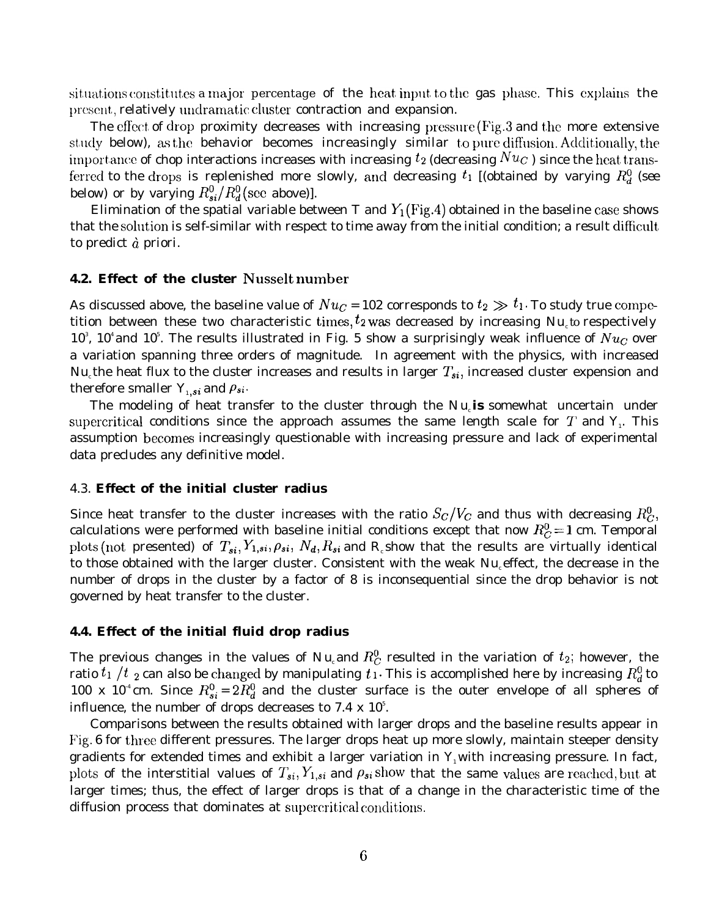situations constitutes a major percentage of the heat input to the gas phase. This explains the present, relatively undramatic cluster contraction and expansion.

The effect of drop proximity decreases with increasing pressure (Fig.3 and the more extensive study below), as the behavior becomes increasingly similar to pure diffusion. Additionally, the importance of chop interactions increases with increasing $t_2$ (decreasing $Nu_C$) since the heat transferred to the drops is replenished more slowly, and decreasing $t_1$ [(obtained by varying $R_d^0$ (see below) or by varying $R_{si}^0/R_d^0$ (see above)].

Elimination of the spatial variable between T and $Y_1$ (Fig.4) obtained in the baseline case shows that the solution is self-similar with respect to time away from the initial condition; a result difficult to predict *à* priori.

### 4.2. Effect of the cluster Nusselt number

As discussed above, the baseline value of $Nu_C = 102$ corresponds to $t_2 \gg t_1$. To study true competition between these two characteristic times, $t_2$ was decreased by increasing $Nu_c$ to respectively $10^3$, $10^4$ and $10^5$. The results illustrated in Fig. 5 show a surprisingly weak influence of $Nu_C$ over a variation spanning three orders of magnitude. In agreement with the physics, with increased $Nu_c$ the heat flux to the cluster increases and results in larger $T_{si}$, increased cluster expension and therefore smaller $Y_{1,si}$ and $\rho_{si}$.

The modeling of heat transfer to the cluster through the $Nu_c$ **is** somewhat uncertain under supercritical conditions since the approach assumes the same length scale for $T$ and $Y_1$. This assumption becomes increasingly questionable with increasing pressure and lack of experimental data precludes any definitive model.

### 4.3. Effect of the initial cluster radius

Since heat transfer to the cluster increases with the ratio $S_C/V_C$ and thus with decreasing $R_C^0$, calculations were performed with baseline initial conditions except that now $R_C^0 = 1$ cm. Temporal plots (not presented) of $T_{si}, Y_{1,si}, \rho_{si}$, $N_d, R_{si}$ and $R_c$ show that the results are virtually identical to those obtained with the larger cluster. Consistent with the weak $Nu_c$ effect, the decrease in the number of drops in the cluster by a factor of 8 is inconsequential since the drop behavior is not governed by heat transfer to the cluster.

### 4.4. Effect of the initial fluid drop radius

The previous changes in the values of $Nu_c$ and $R_C^0$ resulted in the variation of $t_2$; however, the ratio $t_1/t_2$ can also be changed by manipulating $t_1$. This is accomplished here by increasing $R_d^0$ to $100 \times 10^{-4}$ cm. Since $R_{si}^0 = 2R_d^0$ and the cluster surface is the outer envelope of all spheres of influence, the number of drops decreases to $7.4 \times 10^5$.

Comparisons between the results obtained with larger drops and the baseline results appear in Fig. 6 for three different pressures. The larger drops heat up more slowly, maintain steeper density gradients for extended times and exhibit a larger variation in $Y_1$ with increasing pressure. In fact, plots of the interstitial values of $T_{si}, Y_{1,si}$ and $\rho_{si}$ show that the same values are reached, but at larger times; thus, the effect of larger drops is that of a change in the characteristic time of the diffusion process that dominates at supercritical conditions.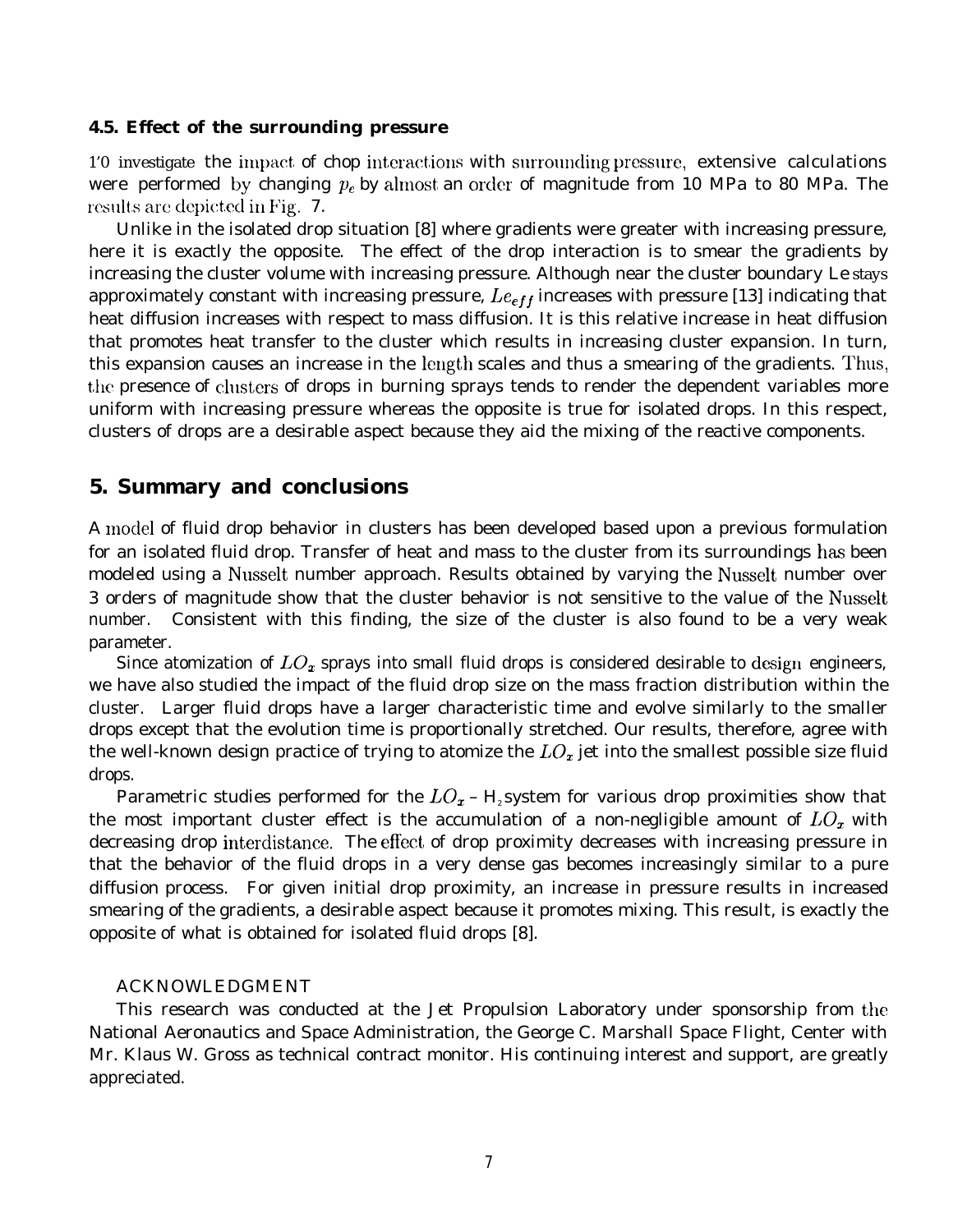### 4.5. Effect of the surrounding pressure

1'0 investigate the impact of chop interactions with surrounding pressure, extensive calculations were performed by changing $p_e$ by almost an order of magnitude from 10 MPa to 80 MPa. The results are depicted in Fig. 7.

Unlike in the isolated drop situation [8] where gradients were greater with increasing pressure, here it is exactly the opposite. The effect of the drop interaction is to smear the gradients by increasing the cluster volume with increasing pressure. Although near the cluster boundary Le stays approximately constant with increasing pressure, $Le_{eff}$ increases with pressure [13] indicating that heat diffusion increases with respect to mass diffusion. It is this relative increase in heat diffusion that promotes heat transfer to the cluster which results in increasing cluster expansion. In turn, this expansion causes an increase in the length scales and thus a smearing of the gradients. Thus, the presence of clusters of drops in burning sprays tends to render the dependent variables more uniform with increasing pressure whereas the opposite is true for isolated drops. In this respect, clusters of drops are a desirable aspect because they aid the mixing of the reactive components.

## 5. Summary and conclusions

A model of fluid drop behavior in clusters has been developed based upon a previous formulation for an isolated fluid drop. Transfer of heat and mass to the cluster from its surroundings has been modeled using a Nusselt number approach. Results obtained by varying the Nusselt number over 3 orders of magnitude show that the cluster behavior is not sensitive to the value of the Nusselt number. Consistent with this finding, the size of the cluster is also found to be a very weak parameter.

Since atomization of $LO_x$ sprays into small fluid drops is considered desirable to design engineers, we have also studied the impact of the fluid drop size on the mass fraction distribution within the cluster. Larger fluid drops have a larger characteristic time and evolve similarly to the smaller drops except that the evolution time is proportionally stretched. Our results, therefore, agree with the well-known design practice of trying to atomize the $LO_x$ jet into the smallest possible size fluid drops.

Parametric studies performed for the $LO_x$ – $H_2$ system for various drop proximities show that the most important cluster effect is the accumulation of a non-negligible amount of $LO_x$ with decreasing drop interdistance. The effect of drop proximity decreases with increasing pressure in that the behavior of the fluid drops in a very dense gas becomes increasingly similar to a pure diffusion process. For given initial drop proximity, an increase in pressure results in increased smearing of the gradients, a desirable aspect because it promotes mixing. This result, is exactly the opposite of what is obtained for isolated fluid drops [8].

ACKNOWLEDGMENT

This research was conducted at the Jet Propulsion Laboratory under sponsorship from the National Aeronautics and Space Administration, the George C. Marshall Space Flight, Center with Mr. Klaus W. Gross as technical contract monitor. His continuing interest and support, are greatly appreciated.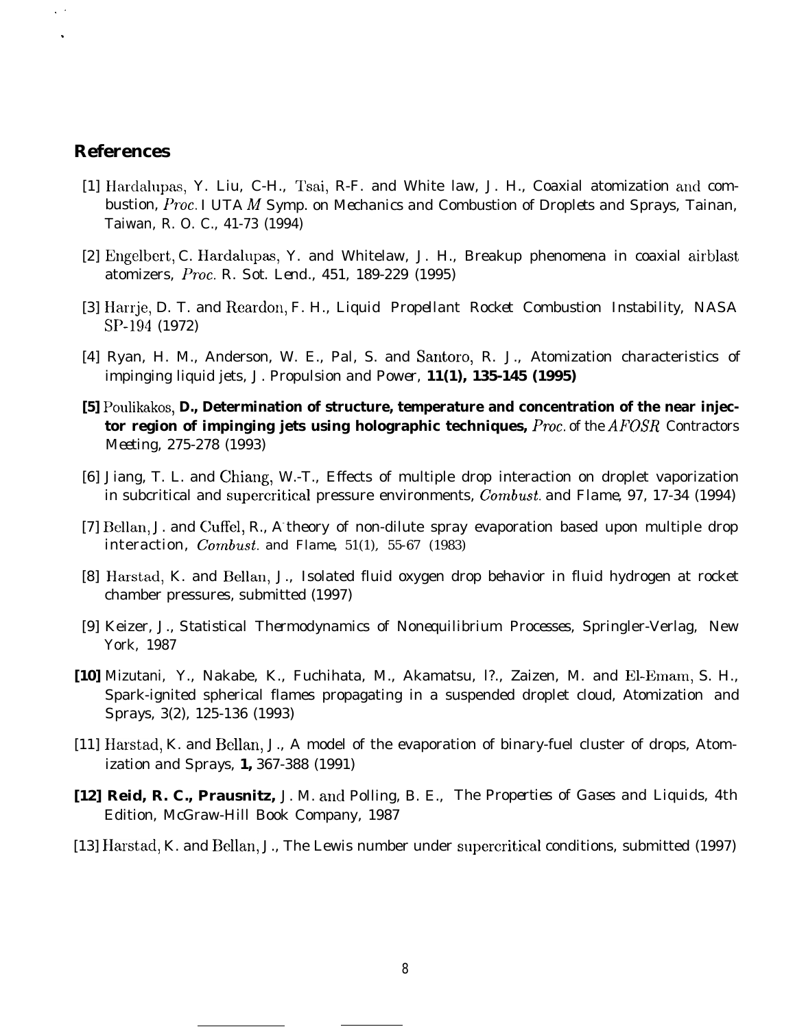## References

[1] Hardalupas, Y. Liu, C-H., Tsai, R-F. and White law, J. H., Coaxial atomization and combustion, *Proc.* I UTA *M* Symp. on Mechanics and Combustion of Droplets and Sprays, Tainan, Taiwan, R. O. C., 41-73 (1994)

[2] Engelbert, C. Hardalupas, Y. and Whitelaw, J. H., Breakup phenomena in coaxial airblast atomizers, *Proc.* R. Sot. Lend., 451, 189-229 (1995)

[3] Harrje, D. T. and Reardon, F. H., Liquid Propellant Rocket Combustion Instability, NASA SP-194 (1972)

[4] Ryan, H. M., Anderson, W. E., Pal, S. and Santoro, R. J., Atomization characteristics of impinging liquid jets, J. Propulsion and Power, **11(1), 135-145 (1995)**

**[5]** Poulikakos, **D., Determination of structure, temperature and concentration of the near injector region of impinging jets using holographic techniques,** *Proc.* of the *AFOSR* Contractors Meeting, 275-278 (1993)

[6] Jiang, T. L. and Chiang, W.-T., Effects of multiple drop interaction on droplet vaporization in subcritical and supercritical pressure environments, *Combust.* and Flame, 97, 17-34 (1994)

[7] Bellan, J. and Cuffel, R., A theory of non-dilute spray evaporation based upon multiple drop interaction, *Combust.* and Flame, 51(1), 55-67 (1983)

[8] Harstad, K. and Bellan, J., Isolated fluid oxygen drop behavior in fluid hydrogen at rocket chamber pressures, submitted (1997)

[9] Keizer, J., Statistical Thermodynamics of Nonequilibrium Processes, Springler-Verlag, New York, 1987

**[10]** Mizutani, Y., Nakabe, K., Fuchihata, M., Akamatsu, l?., Zaizen, M. and El-Emam, S. H., Spark-ignited spherical flames propagating in a suspended droplet cloud, Atomization and Sprays, 3(2), 125-136 (1993)

[11] Harstad, K. and Bellan, J., A model of the evaporation of binary-fuel cluster of drops, Atomization and Sprays, **1,** 367-388 (1991)

**[12] Reid, R. C., Prausnitz,** J. M. and Polling, B. E., The Properties of Gases and Liquids, 4th Edition, McGraw-Hill Book Company, 1987

[13] Harstad, K. and Bellan, J., The Lewis number under supercritical conditions, submitted (1997)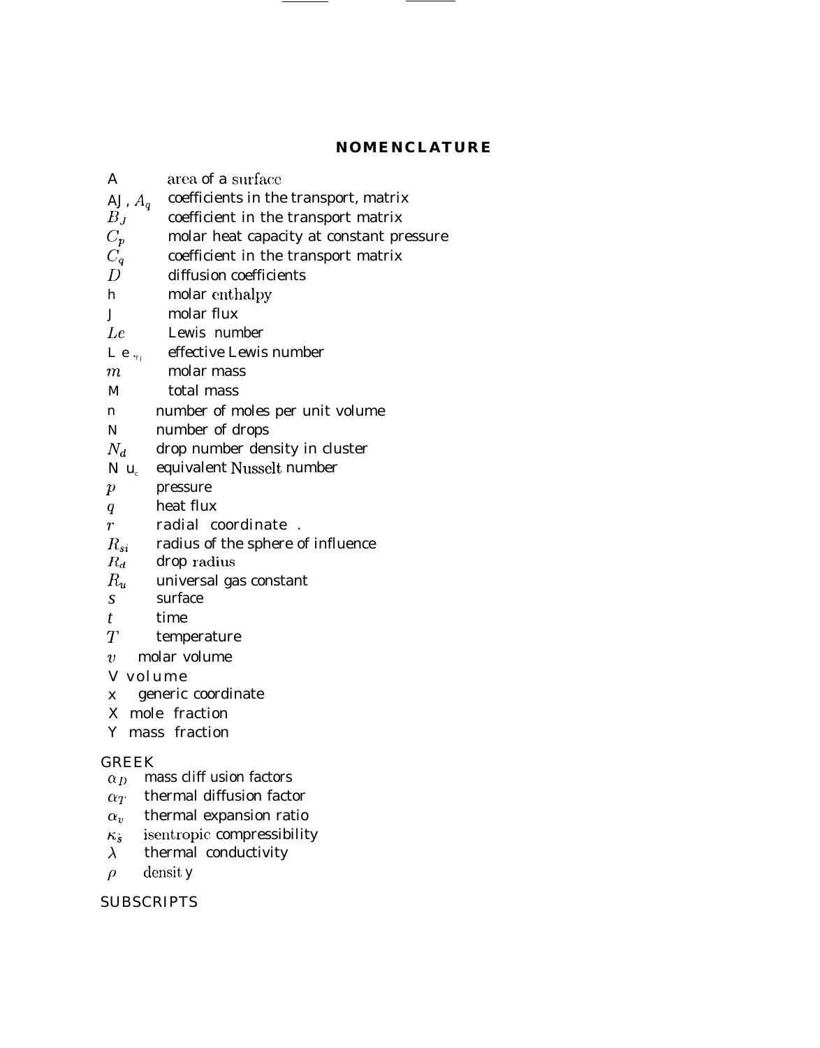## NOMENCLATURE

| | |
|---|---|
| $A$ | area of a surface |
| $A_J$, $A_q$ | coefficients in the transport, matrix |
| $B_J$ | coefficient in the transport matrix |
| $C_p$ | molar heat capacity at constant pressure |
| $C_q$ | coefficient in the transport matrix |
| $D$ | diffusion coefficients |
| $h$ | molar enthalpy |
| $J$ | molar flux |
| $Le$ | Lewis number |
| $Le_{eff}$ | effective Lewis number |
| $m$ | molar mass |
| $M$ | total mass |
| $n$ | number of moles per unit volume |
| $N$ | number of drops |
| $N_d$ | drop number density in cluster |
| $Nu_c$ | equivalent Nusselt number |
| $p$ | pressure |
| $q$ | heat flux |
| $r$ | radial coordinate . |
| $R_{si}$ | radius of the sphere of influence |
| $R_d$ | drop radius |
| $R_u$ | universal gas constant |
| $S$ | surface |
| $t$ | time |
| $T$ | temperature |
| $v$ | molar volume |
| $V$ | volume |
| $x$ | generic coordinate |
| $X$ | mole fraction |
| $Y$ | mass fraction |

GREEK

| | |
|---|---|
| $\alpha_D$ | mass cliff usion factors |
| $\alpha_T$ | thermal diffusion factor |
| $\alpha_v$ | thermal expansion ratio |
| $\kappa_s$ | isentropic compressibility |
| $\lambda$ | thermal conductivity |
| $\rho$ | density |

SUBSCRIPTS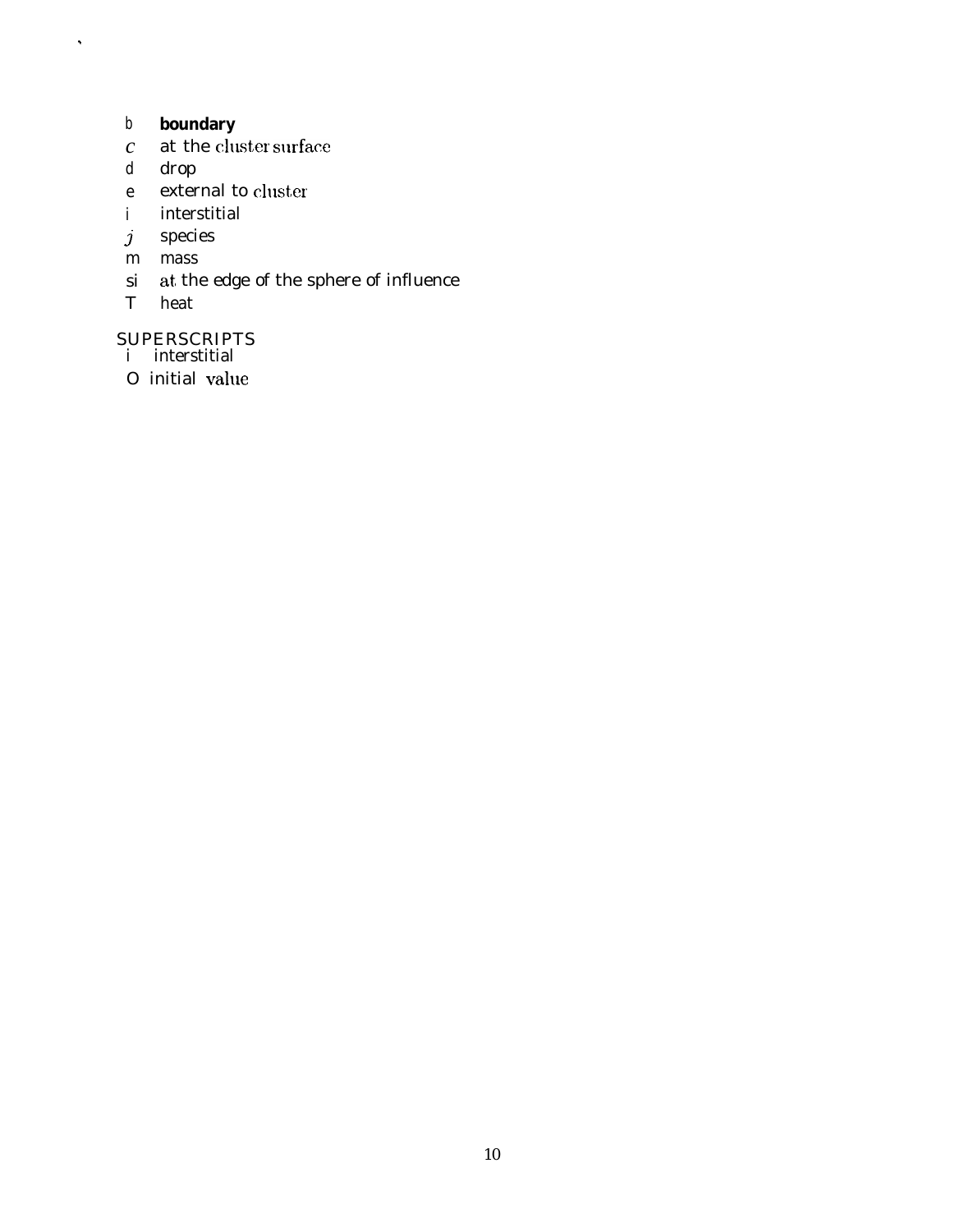b **boundary**
$c$ at the cluster surface
d drop
e external to cluster
i interstitial
$j$ species
m mass
si at the edge of the sphere of influence
T heat

SUPERSCRIPTS
i interstitial
O initial value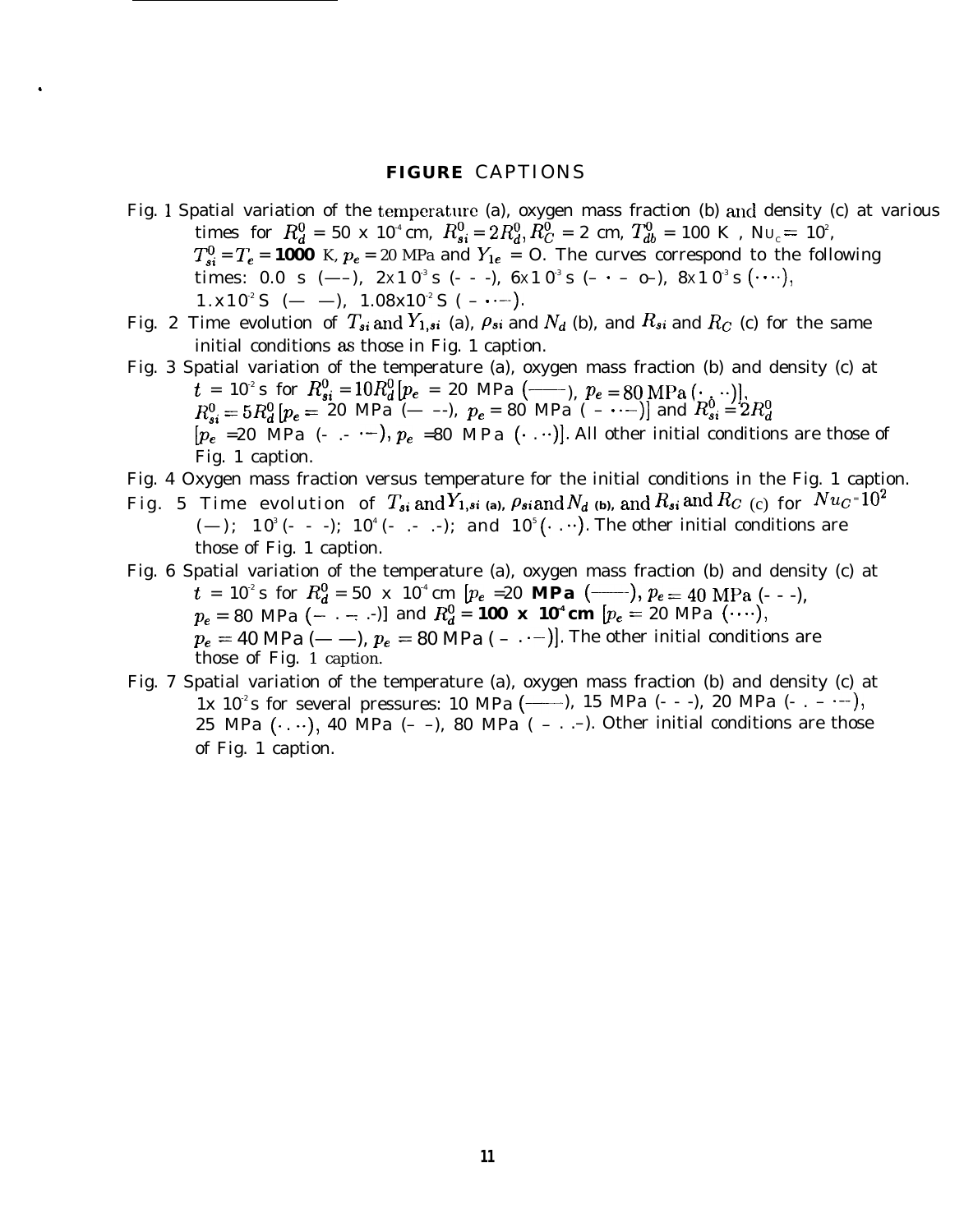# FIGURE CAPTIONS

Fig. 1 Spatial variation of the temperature (a), oxygen mass fraction (b) and density (c) at various times for $R_d^0$ = 50 x $10^{-4}$ cm, $R_{si}^0 = 2R_d^0$, $R_C^0$ = 2 cm, $T_{db}^0$ = 100 K , $Nu_c$ = $10^2$, $T_{si}^0 = T_e$ = **1000** K, $p_e$ = 20 MPa and $Y_{1e}$ = O. The curves correspond to the following times: 0.0 s (—–), 2x$10^{-3}$ s (- - -), 6x$10^{-3}$ s (– · – o–), 8x$10^{-3}$ s (····), 1.x$10^{-2}$ S (— —), 1.08x$10^{-2}$ S ( – ·-—).

Fig. 2 Time evolution of $T_{si}$ and $Y_{1,si}$ (a), $\rho_{si}$ and $N_d$ (b), and $R_{si}$ and $R_C$ (c) for the same initial conditions as those in Fig. 1 caption.

Fig. 3 Spatial variation of the temperature (a), oxygen mass fraction (b) and density (c) at $t$ = $10^{-2}$ s for $R_{si}^0 = 10R_d^0$ [$p_e$ = 20 MPa (——), $p_e$ = 80 MPa (· . ··)], $R_{si}^0 = 5R_d^0$ [$p_e$ = 20 MPa (— --), $p_e$ = 80 MPa ( – ·-—)] and $R_{si}^0 = 2R_d^0$ [$p_e$ =20 MPa (- .- ·—), $p_e$ =80 MPa (· .··)]. All other initial conditions are those of Fig. 1 caption.

Fig. 4 Oxygen mass fraction versus temperature for the initial conditions in the Fig. 1 caption.

Fig. 5 Time evolution of $T_{si}$ and $Y_{1,si}$ (a), $\rho_{si}$ and $N_d$ (b), and $R_{si}$ and $R_C$ (c) for $Nu_C$ = $10^2$ (—); $10^3$ (- - -); $10^4$ (- .- .-); and $10^5$ (· .··). The other initial conditions are those of Fig. 1 caption.

Fig. 6 Spatial variation of the temperature (a), oxygen mass fraction (b) and density (c) at $t$ = $10^{-2}$ s for $R_d^0$ = 50 x $10^{-4}$ cm [$p_e$ =20 **MPa** (——), $p_e$ = 40 MPa (- - -), $p_e$ = 80 MPa (– . –. .-)] and $R_d^0$ = **100 x $10^{-4}$ cm** [$p_e$ = 20 MPa (····), $p_e$ = 40 MPa (— —), $p_e$ = 80 MPa ( – .·—)]. The other initial conditions are those of Fig. 1 caption.

Fig. 7 Spatial variation of the temperature (a), oxygen mass fraction (b) and density (c) at 1x $10^{-2}$ s for several pressures: 10 MPa (——), 15 MPa (- - -), 20 MPa (- . – ·—), 25 MPa (· .··), 40 MPa (– –), 80 MPa ( – . .–). Other initial conditions are those of Fig. 1 caption.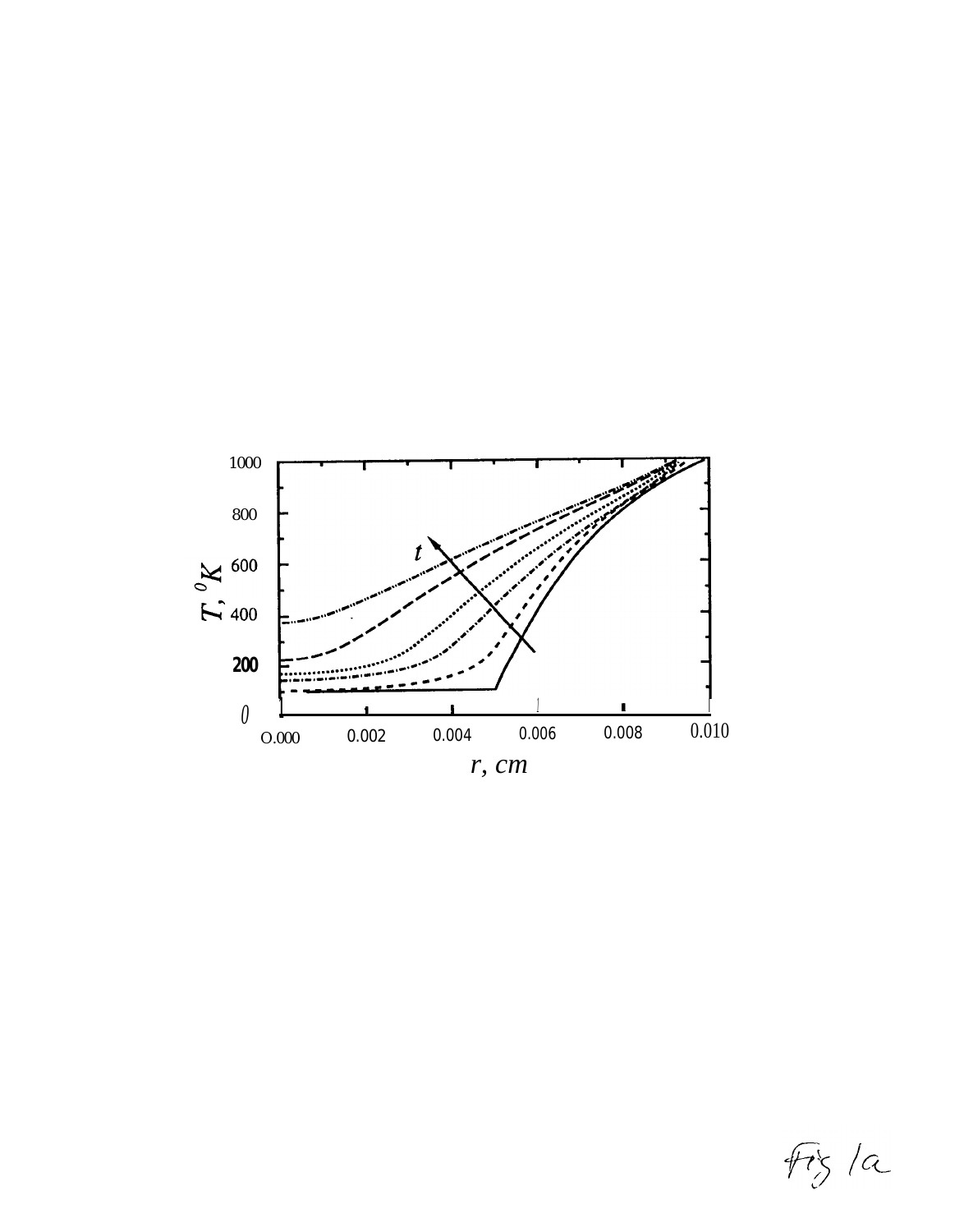Fig 1a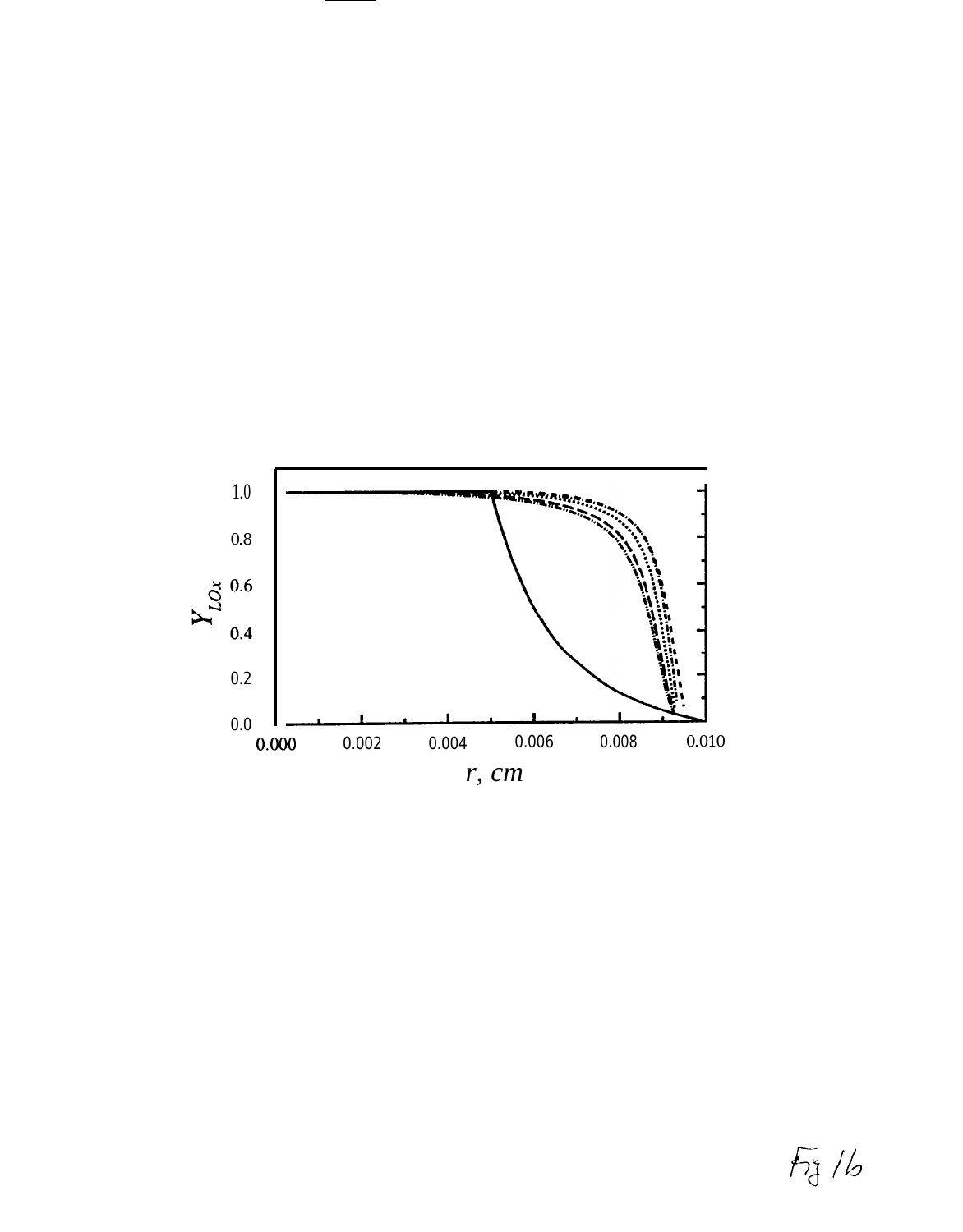$Y_{LOx}$

1.0

0.8

0.6

0.4

0.2

0.0

0.000 0.002 0.004 0.006 0.008 0.010

*r, cm*

Fig 1b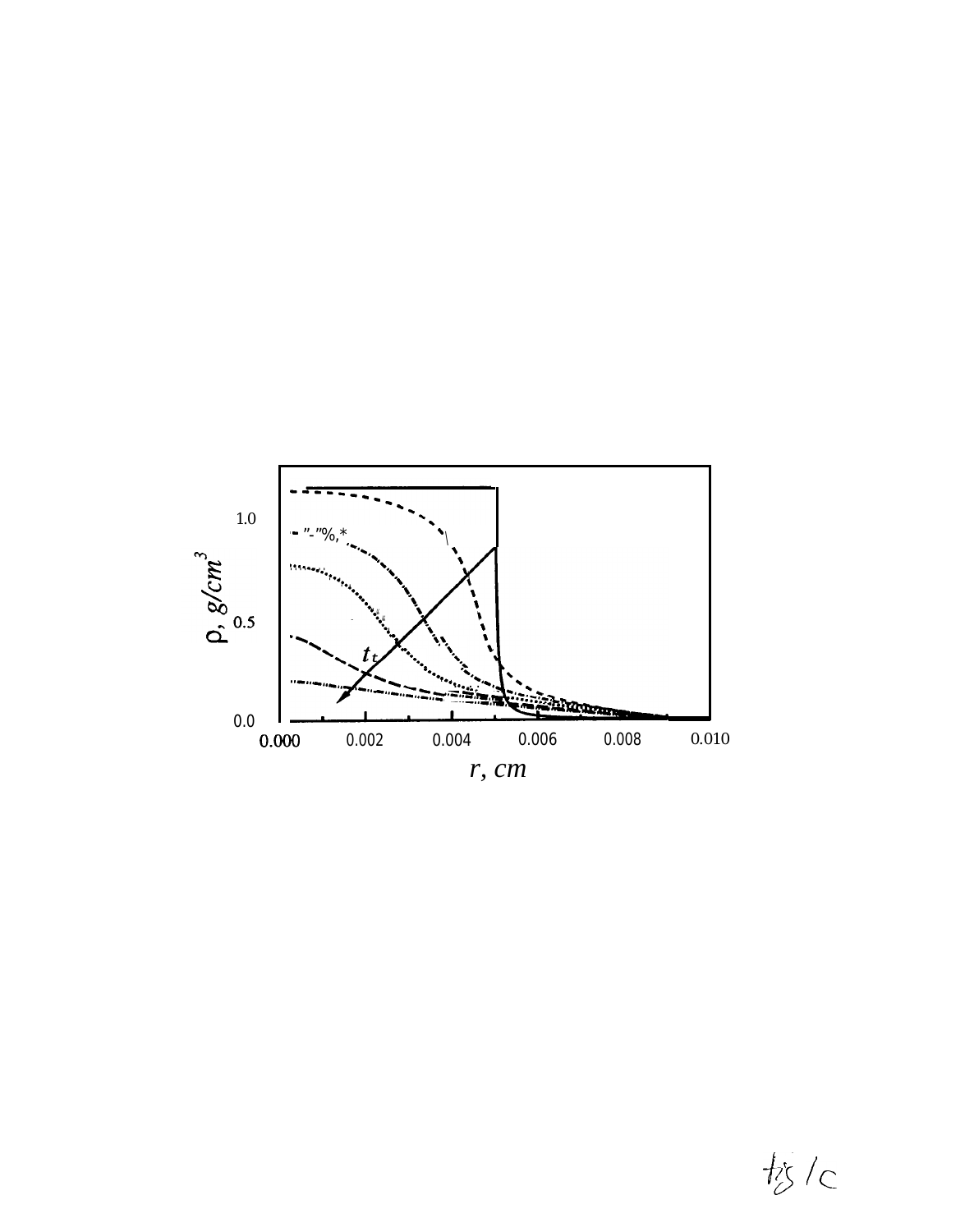Fig 1c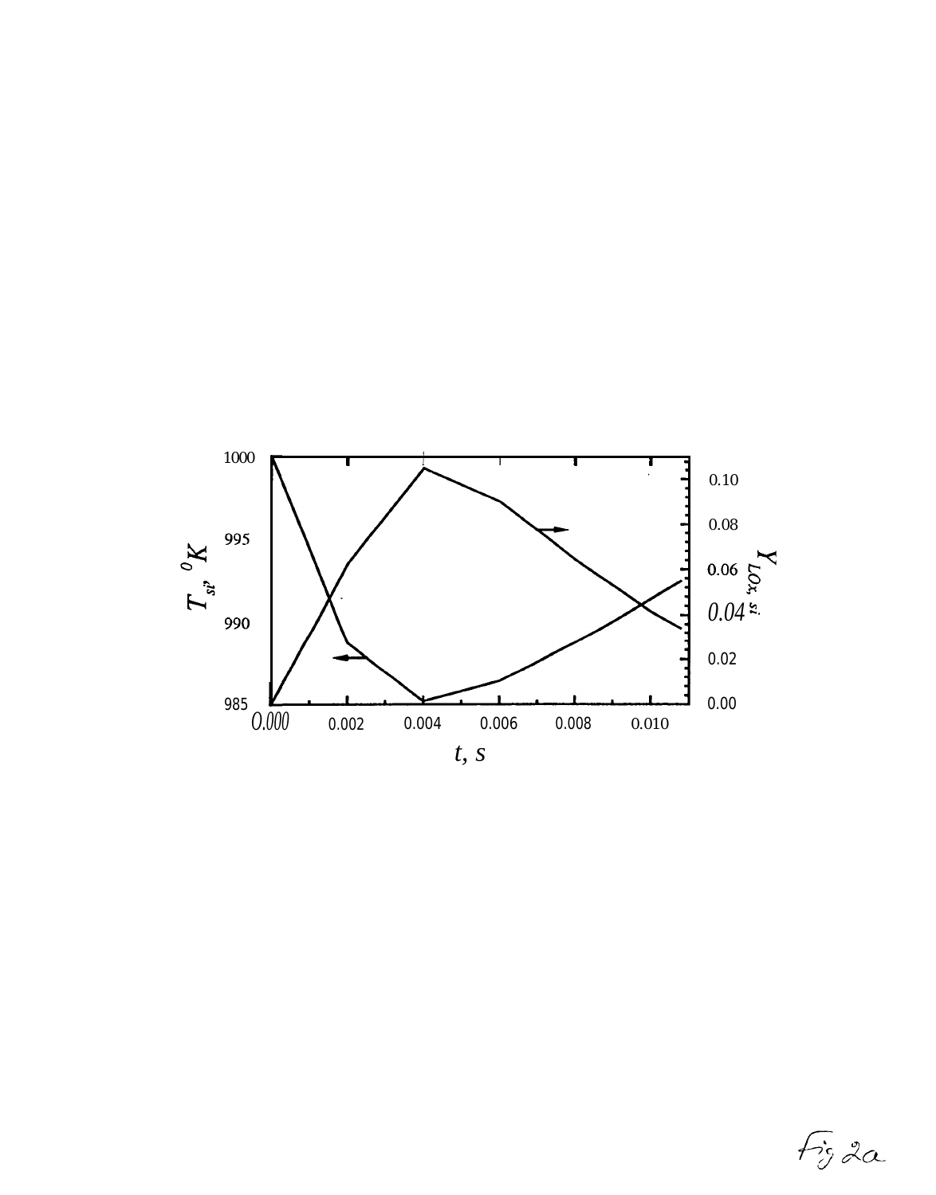Fig 2a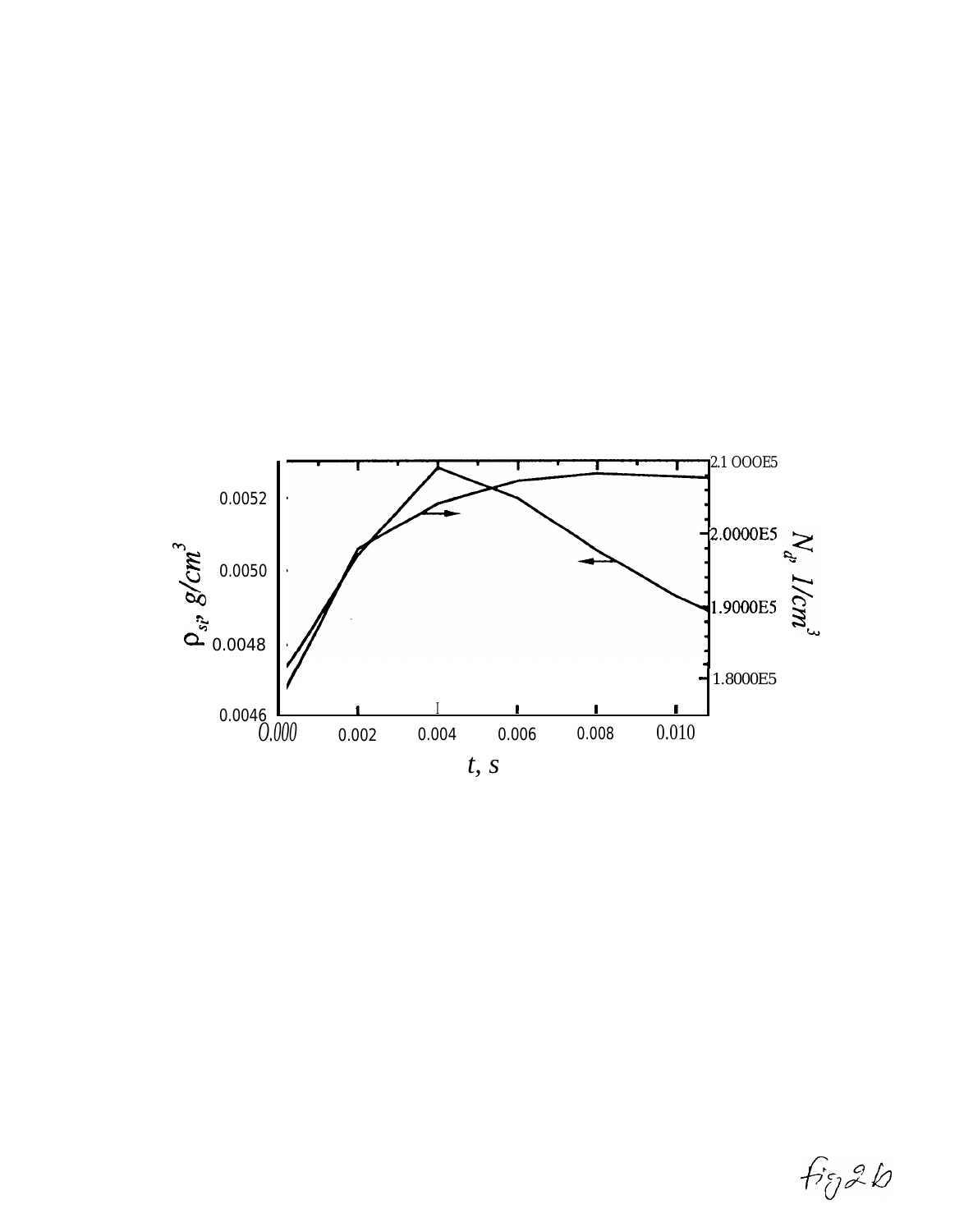$\rho_{si}$, $g/cm^3$

0.0052

0.0050

0.0048

0.0046

0.000 0.002 0.004 0.006 0.008 0.010

$t$, $s$

2.1 OOOE5

2.0000E5

1.9000E5

1.8000E5

$N_a$, $1/cm^3$

fig 2b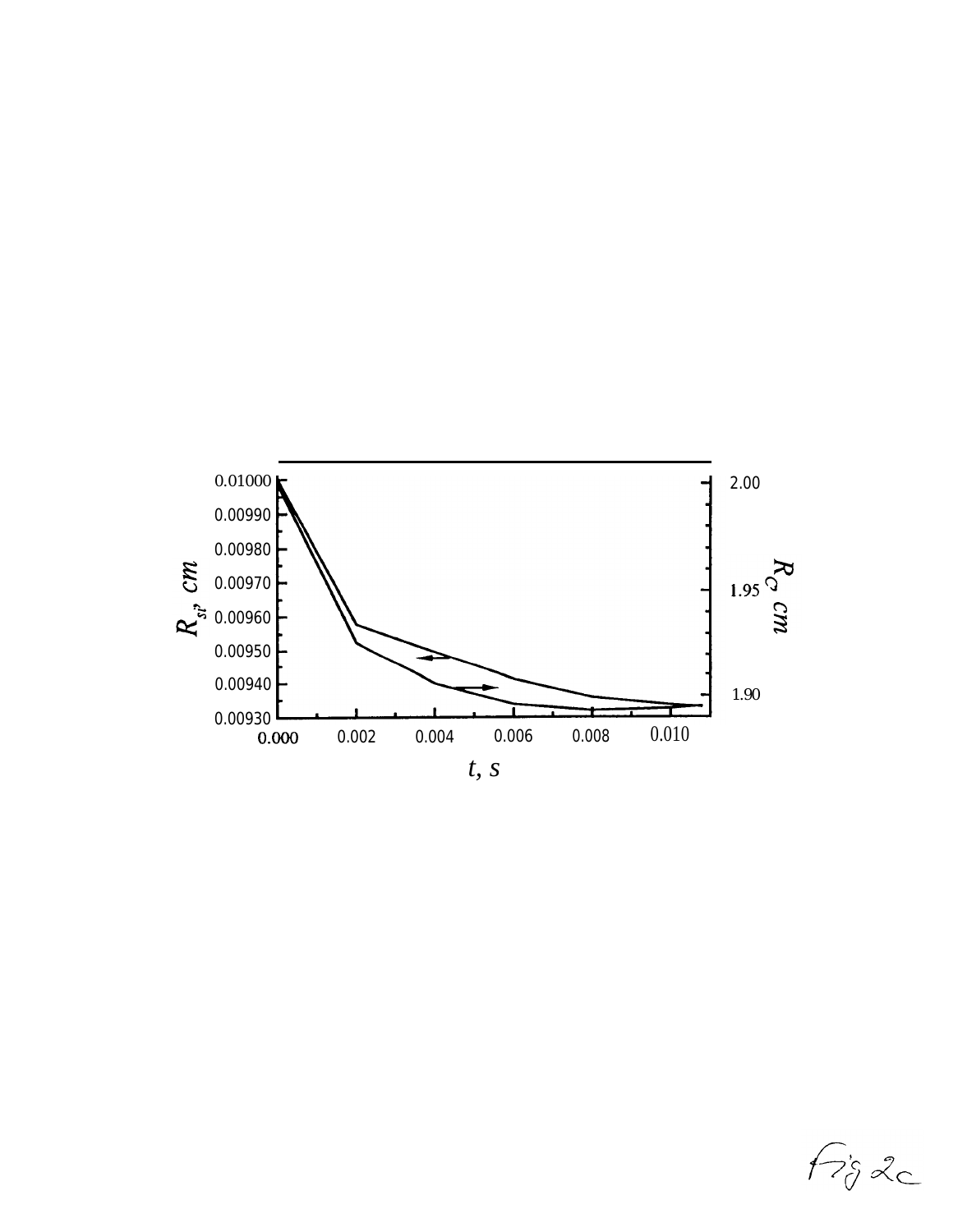Fig 2c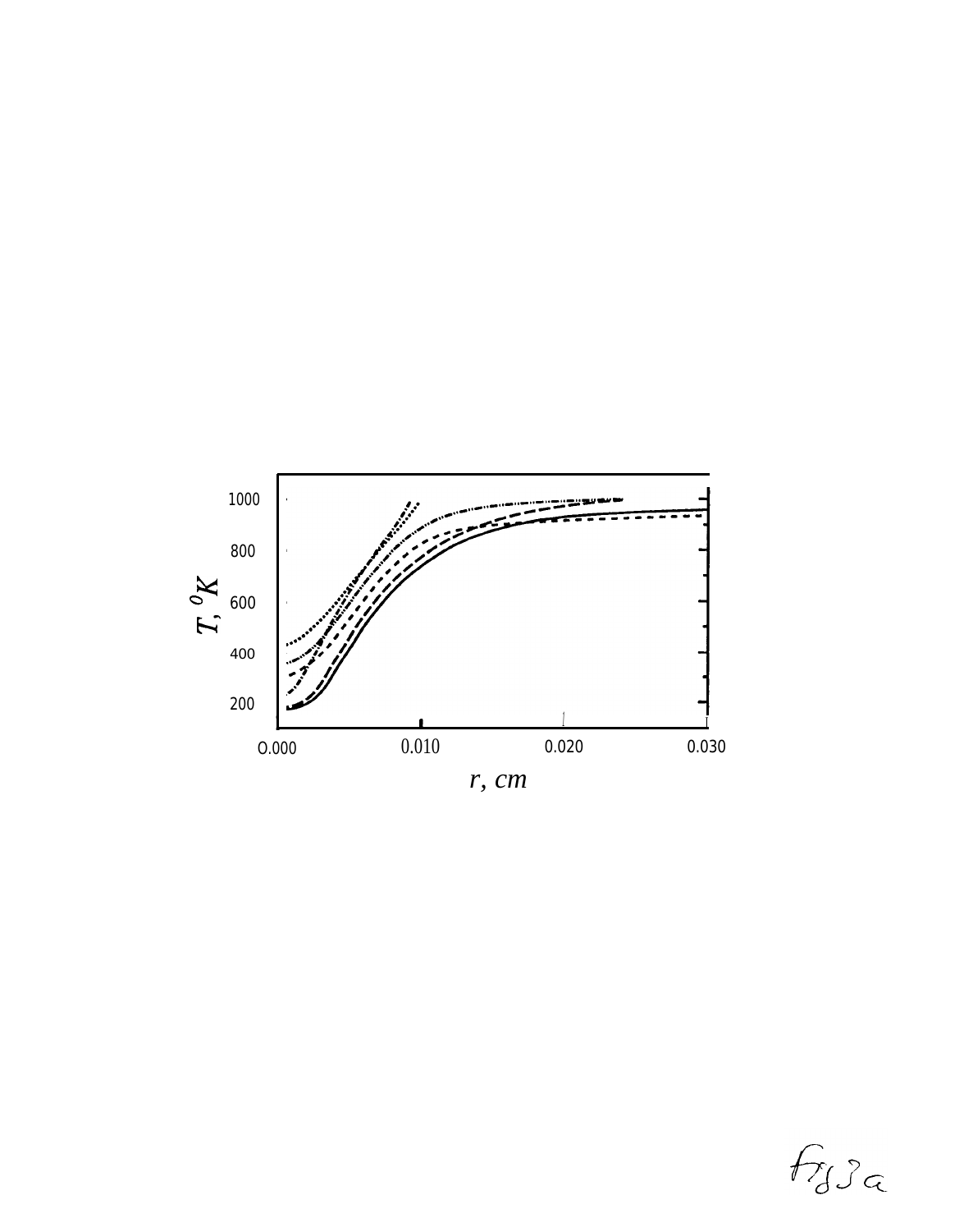Fig 3a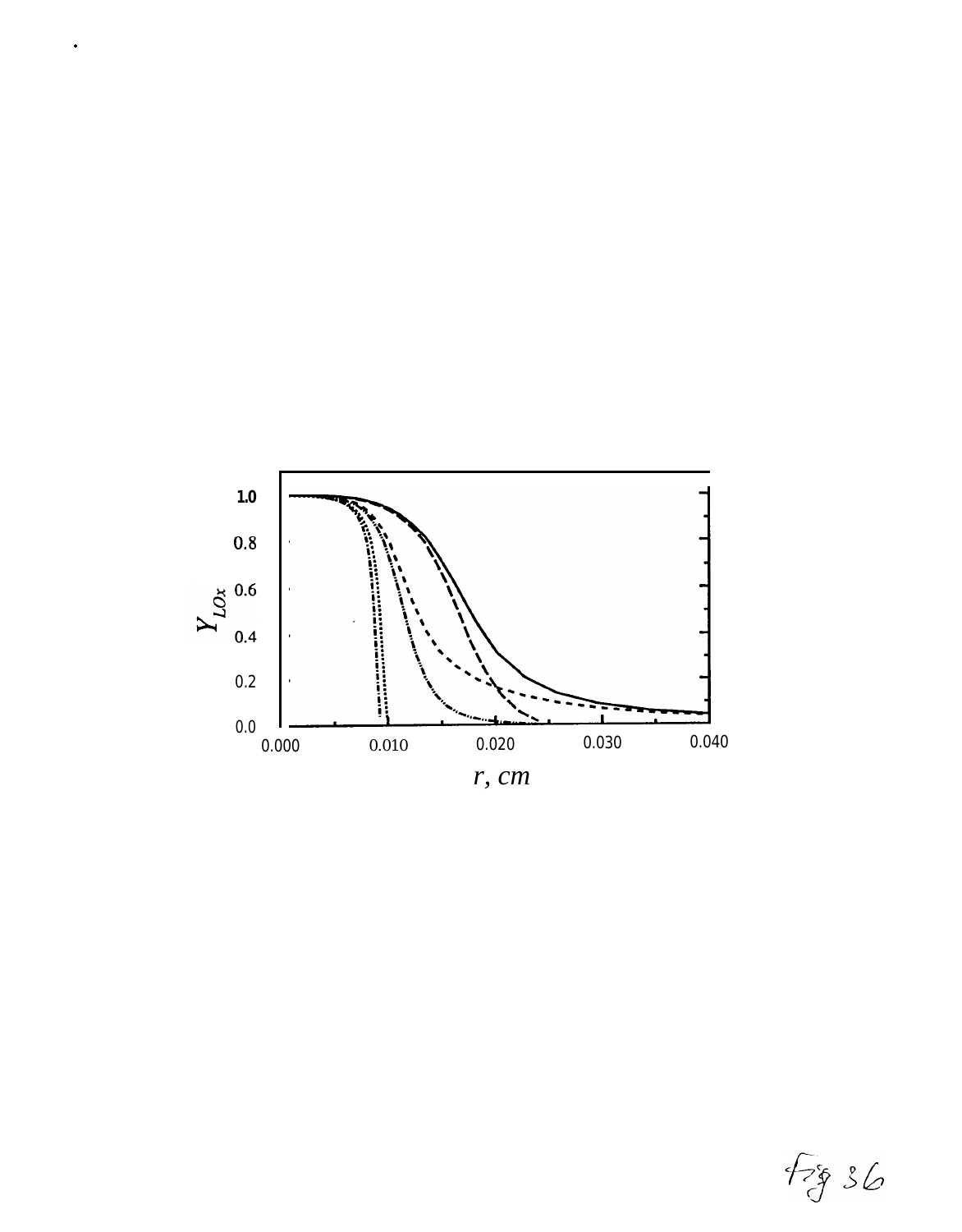Fig 36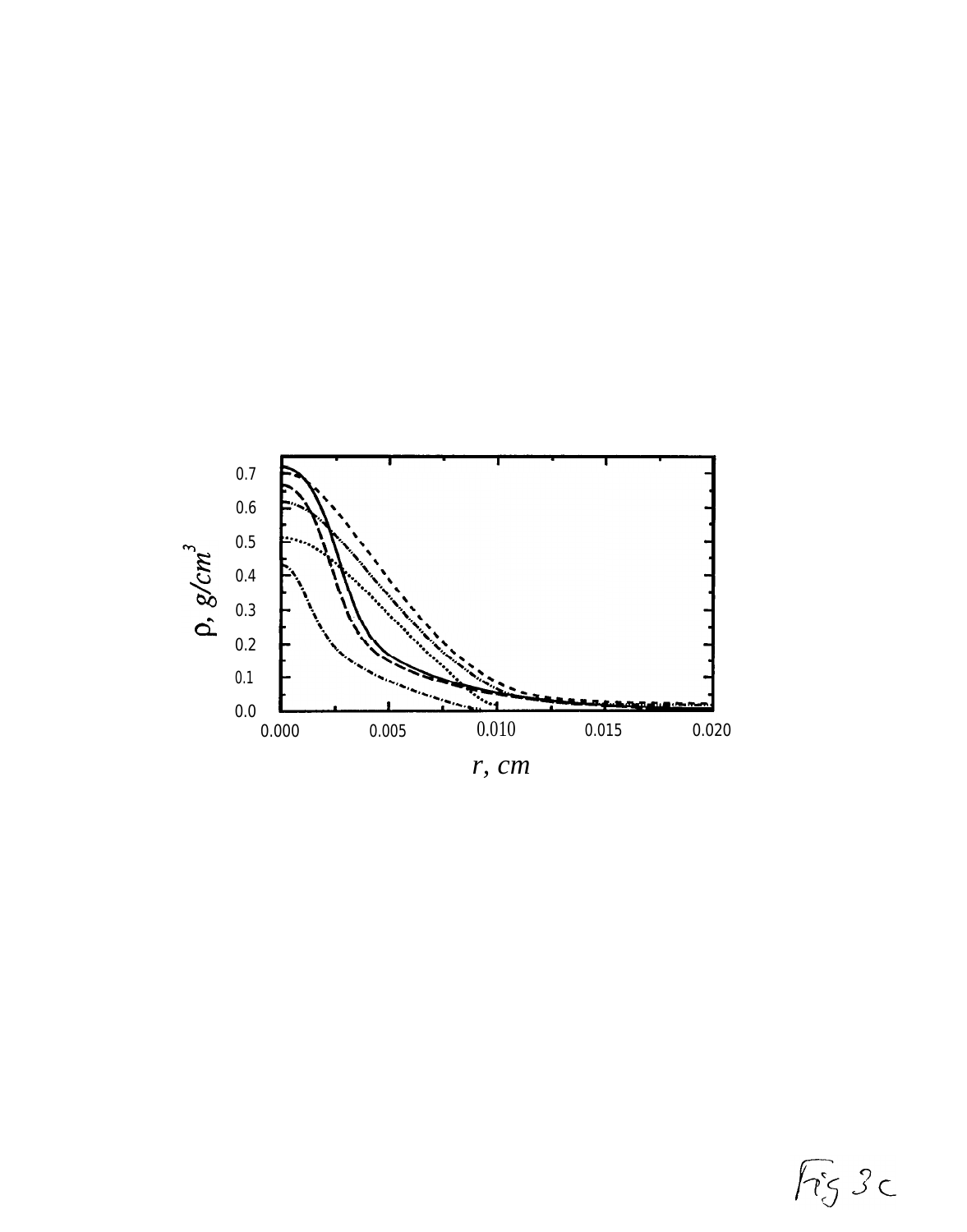Fig 3c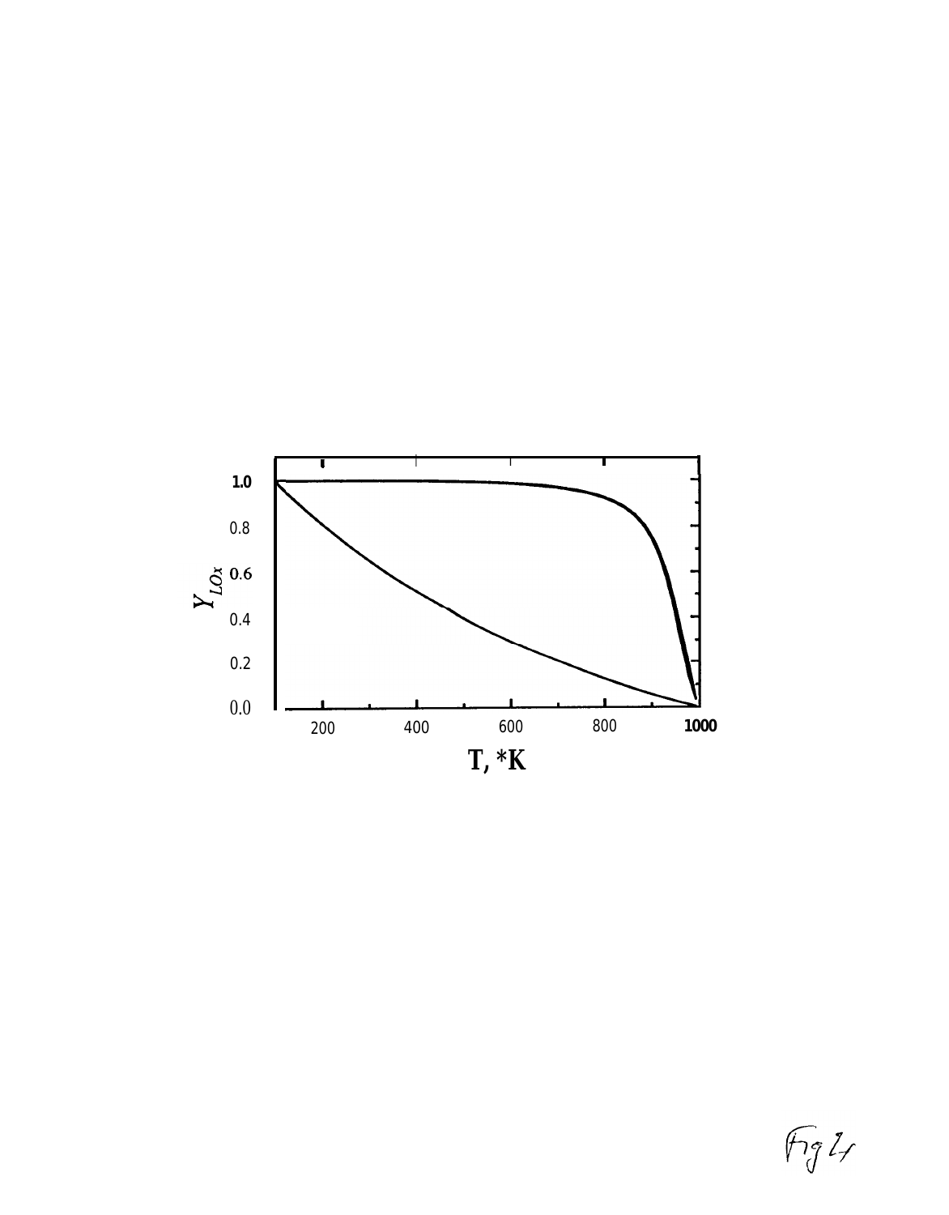| | | | | | |
|---|---|---|---|---|---|
| 1.0 | | | | | |
| 0.8 | | | | | |
| $Y_{LOx}$ 0.6 | | | | | |
| 0.4 | | | | | |
| 0.2 | | | | | |
| 0.0 | 200 | 400 | 600 | 800 | 1000 |

T, *K

Fig 2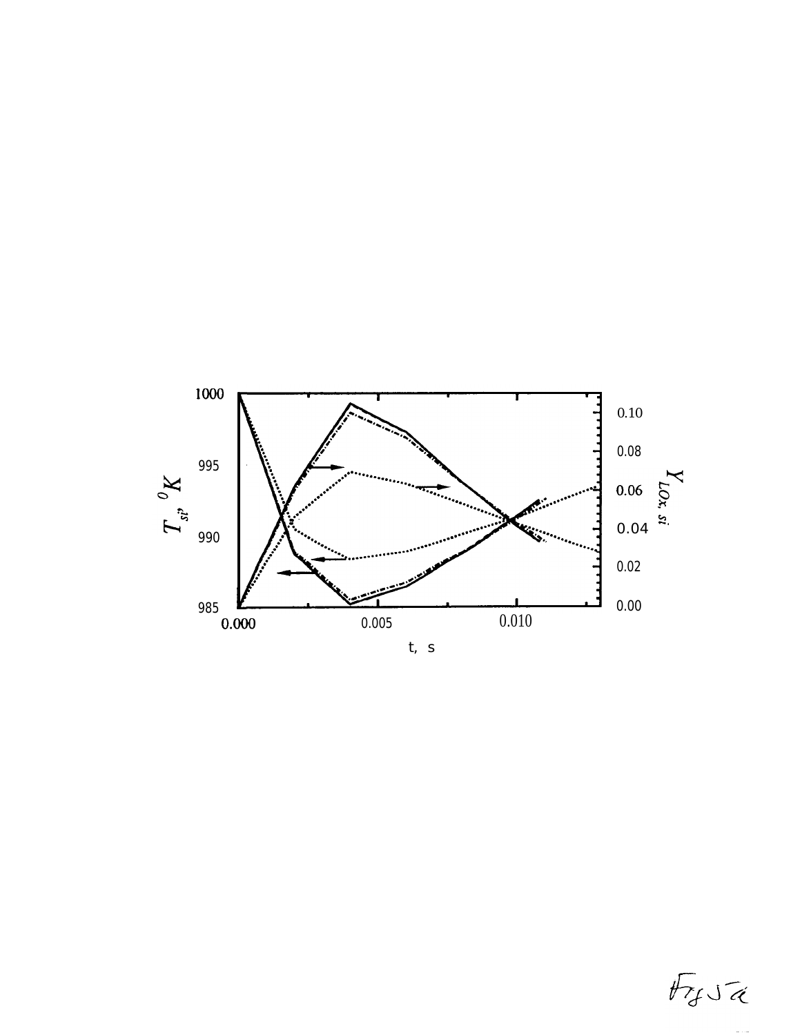Fig 5a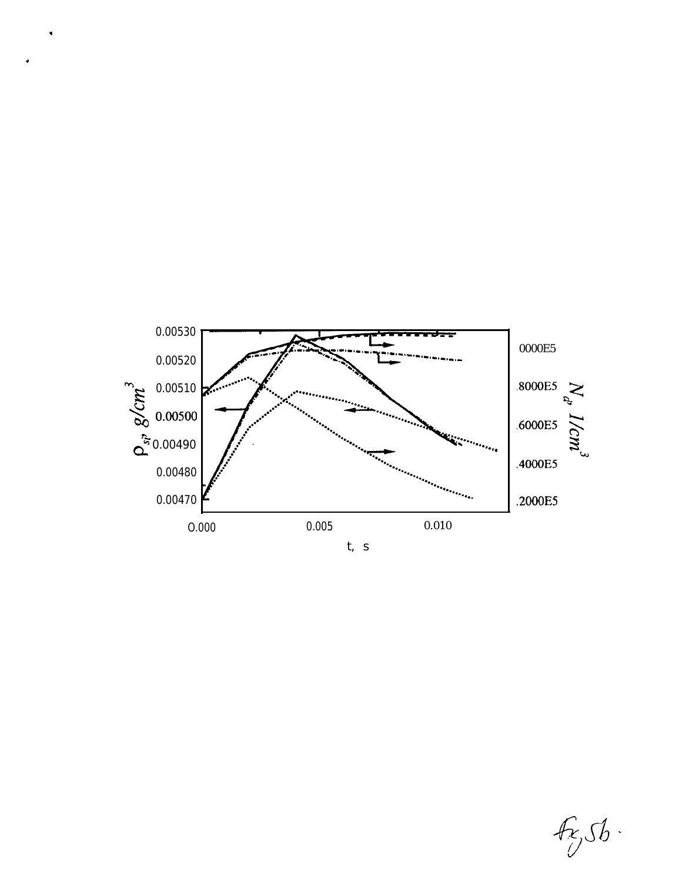0.00530
0.00520
0.00510
0.00500
0.00490
0.00480
0.00470

$\rho_{st}$, $g/cm^3$

.0000E5
.8000E5
.6000E5
.4000E5
.2000E5

$N_d$, $1/cm^3$

0.000 0.005 0.010

t, s

Fig. 5b.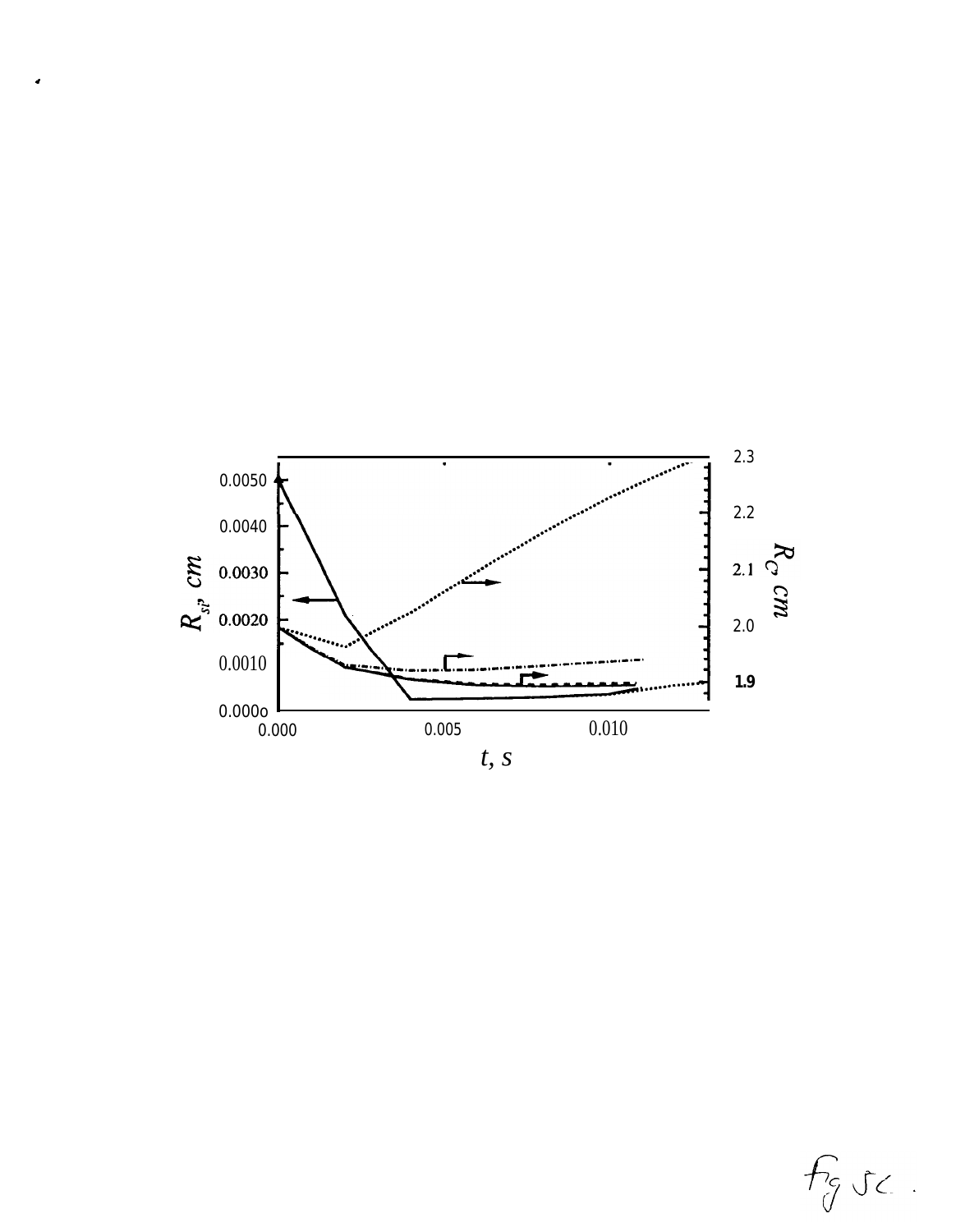Fig 5c.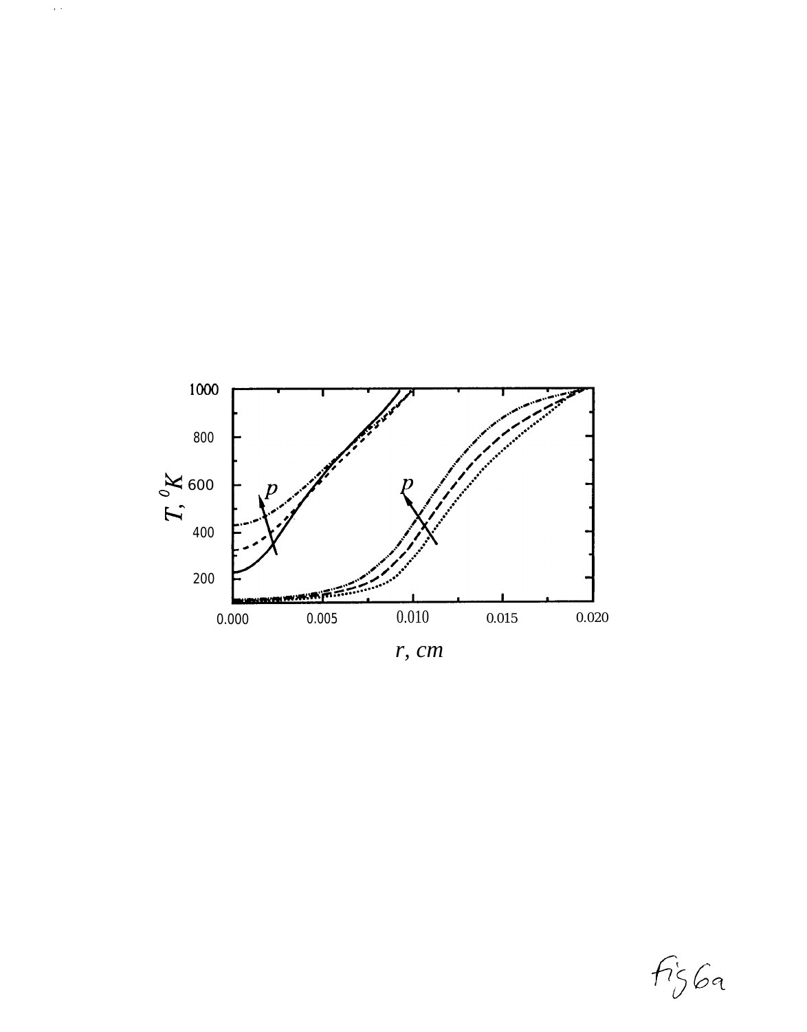Fig 6a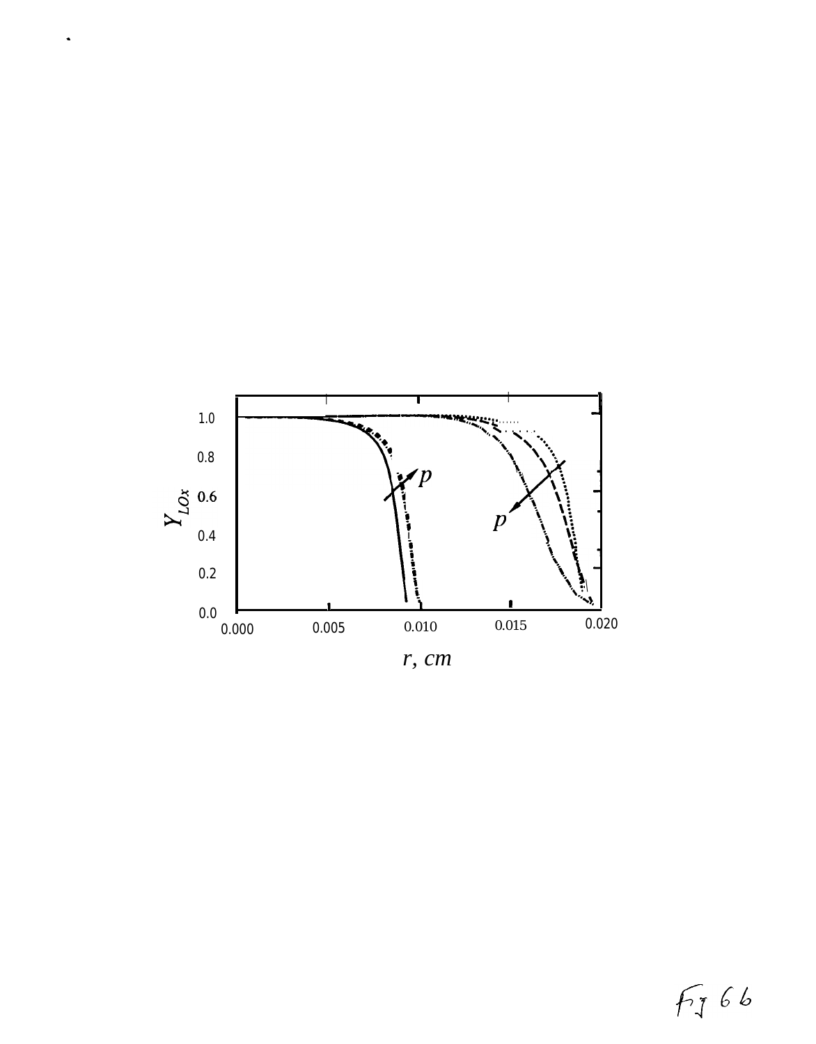Fig 6b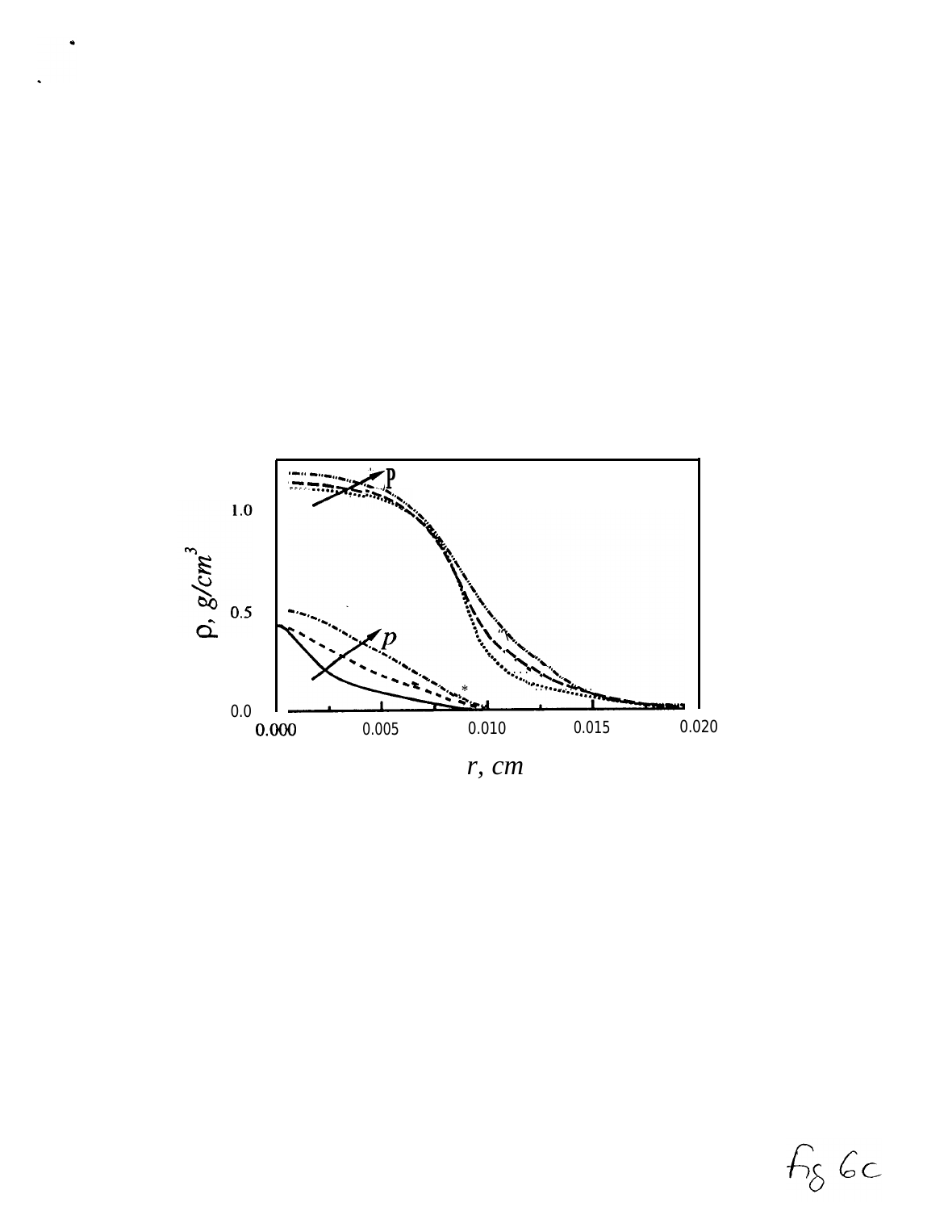Fig 6c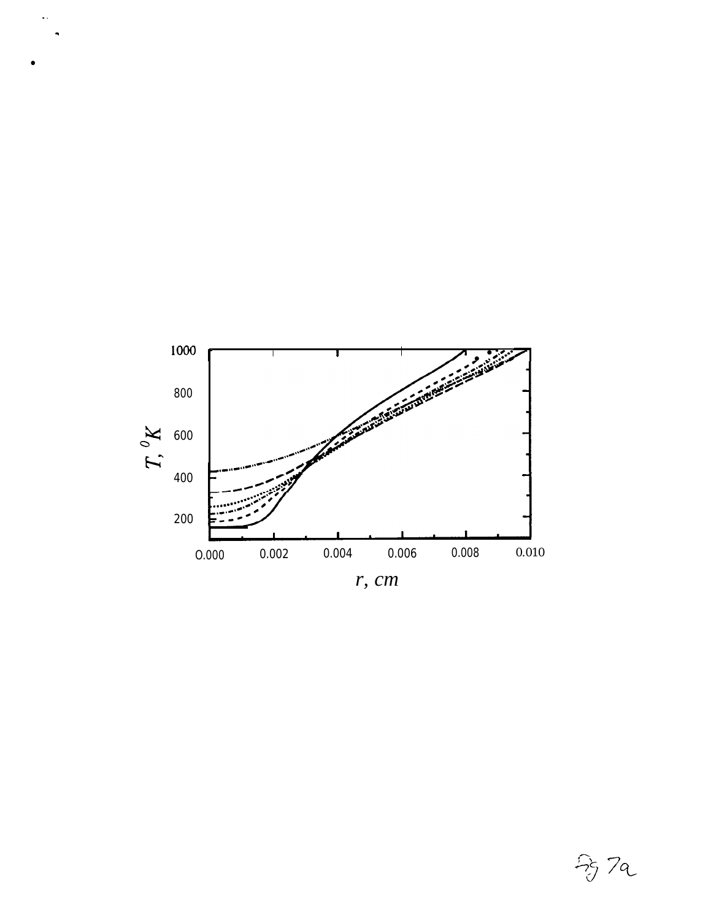Fig 7a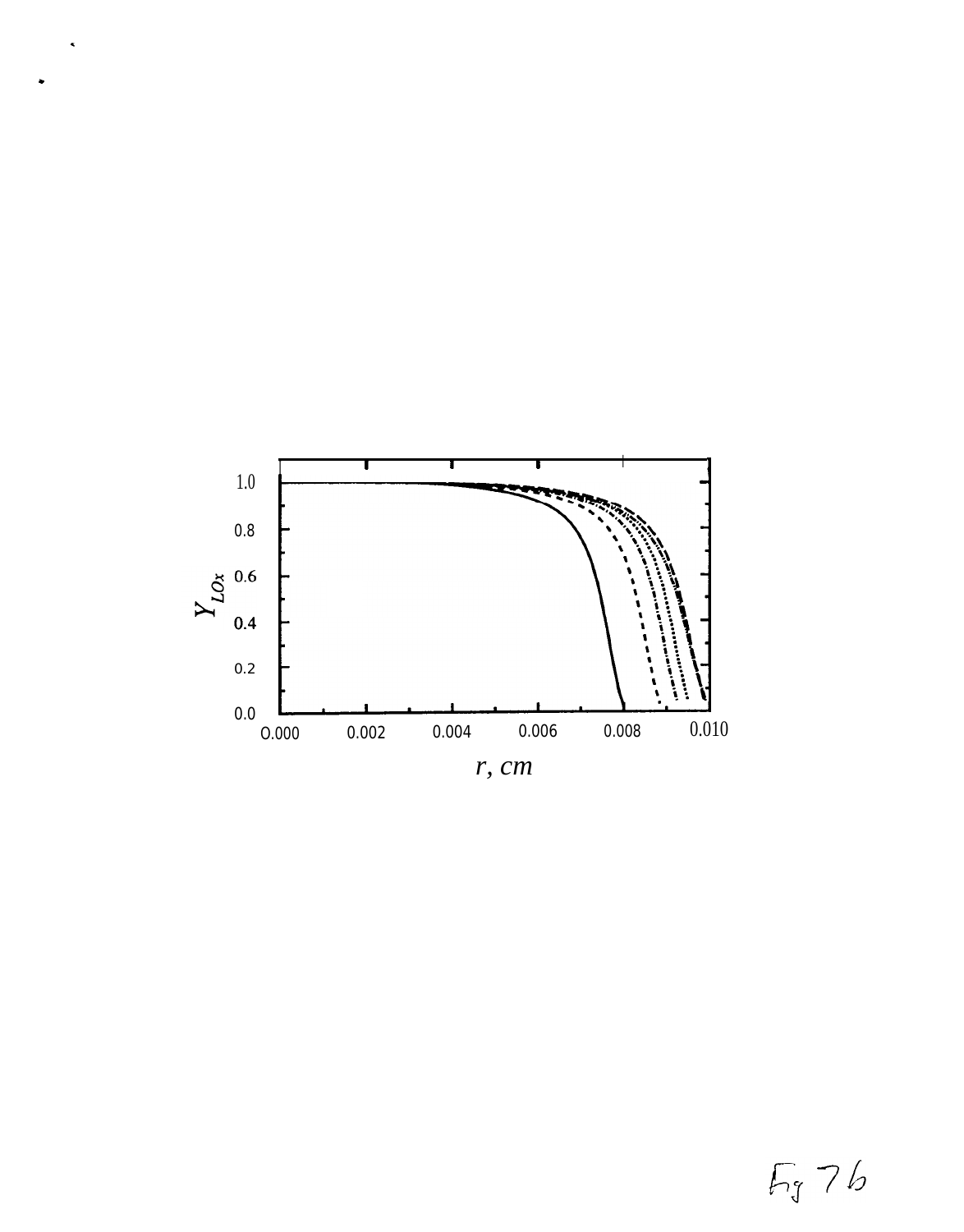Fig 7b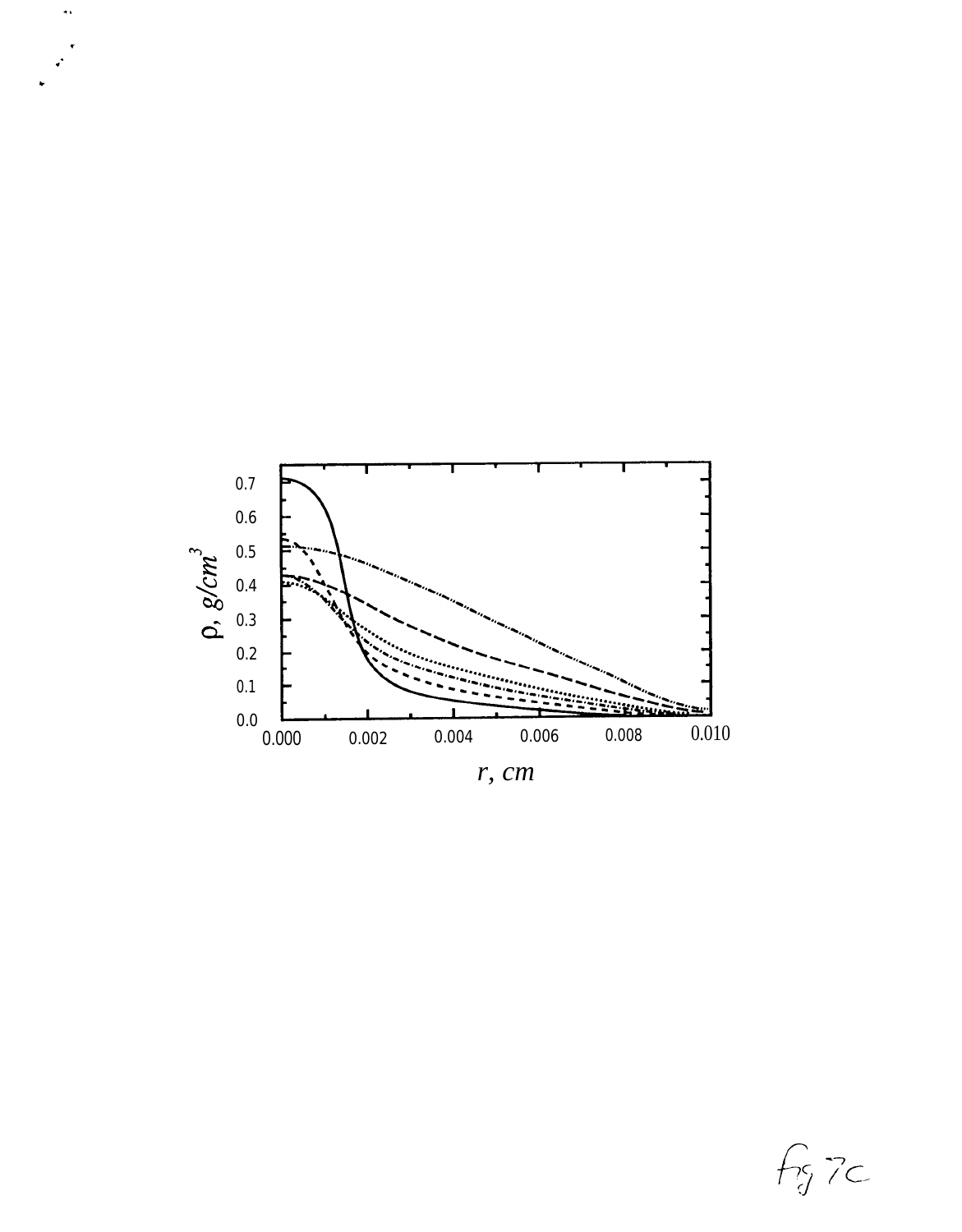0.7

0.6

0.5

0.4

0.3

0.2

0.1

0.0

$\rho$, $g/cm^3$

0.000 0.002 0.004 0.006 0.008 0.010

$r$, $cm$

Fig 7C